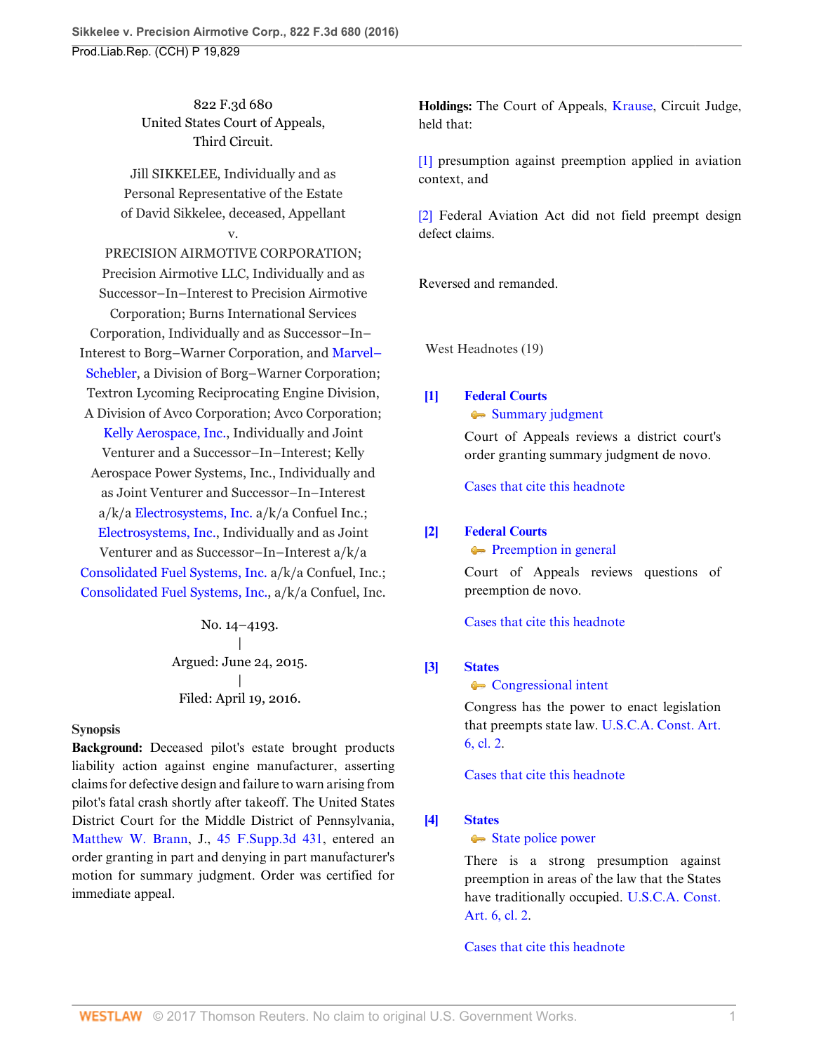822 F.3d 680
United States Court of Appeals,
Third Circuit.

Jill SIKKELEE, Individually and as Personal Representative of the Estate of David Sikkelee, deceased, Appellant
v.
PRECISION AIRMOTIVE CORPORATION; Precision Airmotive LLC, Individually and as Successor–In–Interest to Precision Airmotive Corporation; Burns International Services Corporation, Individually and as Successor–In–Interest to Borg–Warner Corporation, and Marvel–Schebler, a Division of Borg–Warner Corporation; Textron Lycoming Reciprocating Engine Division, A Division of Avco Corporation; Avco Corporation; Kelly Aerospace, Inc., Individually and Joint Venturer and a Successor–In–Interest; Kelly Aerospace Power Systems, Inc., Individually and as Joint Venturer and Successor–In–Interest a/k/a Electrosystems, Inc. a/k/a Confuel Inc.; Electrosystems, Inc., Individually and as Joint Venturer and as Successor–In–Interest a/k/a Consolidated Fuel Systems, Inc. a/k/a Confuel, Inc.; Consolidated Fuel Systems, Inc., a/k/a Confuel, Inc.

No. 14–4193.
|
Argued: June 24, 2015.
|
Filed: April 19, 2016.

**Synopsis**

**Background:** Deceased pilot's estate brought products liability action against engine manufacturer, asserting claims for defective design and failure to warn arising from pilot's fatal crash shortly after takeoff. The United States District Court for the Middle District of Pennsylvania, Matthew W. Brann, J., 45 F.Supp.3d 431, entered an order granting in part and denying in part manufacturer's motion for summary judgment. Order was certified for immediate appeal.

**Holdings:** The Court of Appeals, Krause, Circuit Judge, held that:

[1] presumption against preemption applied in aviation context, and

[2] Federal Aviation Act did not field preempt design defect claims.

Reversed and remanded.

West Headnotes (19)

**[1] Federal Courts**
Summary judgment

Court of Appeals reviews a district court's order granting summary judgment de novo.

Cases that cite this headnote

**[2] Federal Courts**
Preemption in general

Court of Appeals reviews questions of preemption de novo.

Cases that cite this headnote

**[3] States**
Congressional intent

Congress has the power to enact legislation that preempts state law. U.S.C.A. Const. Art. 6, cl. 2.

Cases that cite this headnote

**[4] States**
State police power

There is a strong presumption against preemption in areas of the law that the States have traditionally occupied. U.S.C.A. Const. Art. 6, cl. 2.

Cases that cite this headnote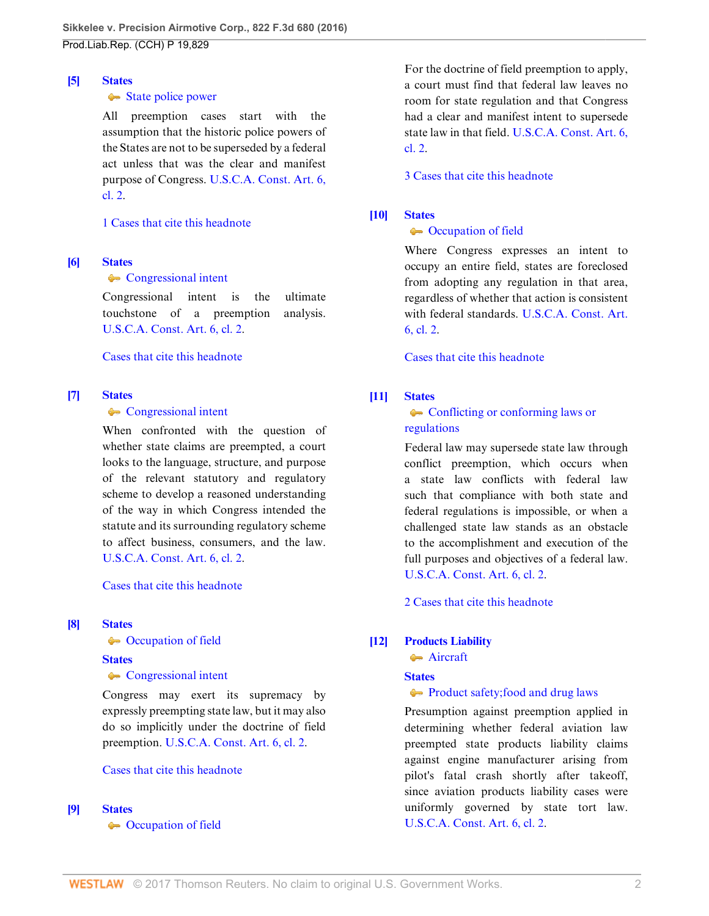**[5]** **States**
State police power

All preemption cases start with the assumption that the historic police powers of the States are not to be superseded by a federal act unless that was the clear and manifest purpose of Congress. U.S.C.A. Const. Art. 6, cl. 2.

1 Cases that cite this headnote

**[6]** **States**
Congressional intent

Congressional intent is the ultimate touchstone of a preemption analysis. U.S.C.A. Const. Art. 6, cl. 2.

Cases that cite this headnote

**[7]** **States**
Congressional intent

When confronted with the question of whether state claims are preempted, a court looks to the language, structure, and purpose of the relevant statutory and regulatory scheme to develop a reasoned understanding of the way in which Congress intended the statute and its surrounding regulatory scheme to affect business, consumers, and the law. U.S.C.A. Const. Art. 6, cl. 2.

Cases that cite this headnote

**[8]** **States**
Occupation of field

**States**
Congressional intent

Congress may exert its supremacy by expressly preempting state law, but it may also do so implicitly under the doctrine of field preemption. U.S.C.A. Const. Art. 6, cl. 2.

Cases that cite this headnote

**[9]** **States**
Occupation of field

For the doctrine of field preemption to apply, a court must find that federal law leaves no room for state regulation and that Congress had a clear and manifest intent to supersede state law in that field. U.S.C.A. Const. Art. 6, cl. 2.

3 Cases that cite this headnote

**[10]** **States**
Occupation of field

Where Congress expresses an intent to occupy an entire field, states are foreclosed from adopting any regulation in that area, regardless of whether that action is consistent with federal standards. U.S.C.A. Const. Art. 6, cl. 2.

Cases that cite this headnote

**[11]** **States**
Conflicting or conforming laws or regulations

Federal law may supersede state law through conflict preemption, which occurs when a state law conflicts with federal law such that compliance with both state and federal regulations is impossible, or when a challenged state law stands as an obstacle to the accomplishment and execution of the full purposes and objectives of a federal law. U.S.C.A. Const. Art. 6, cl. 2.

2 Cases that cite this headnote

**[12]** **Products Liability**
Aircraft

**States**
Product safety;food and drug laws

Presumption against preemption applied in determining whether federal aviation law preempted state products liability claims against engine manufacturer arising from pilot's fatal crash shortly after takeoff, since aviation products liability cases were uniformly governed by state tort law. U.S.C.A. Const. Art. 6, cl. 2.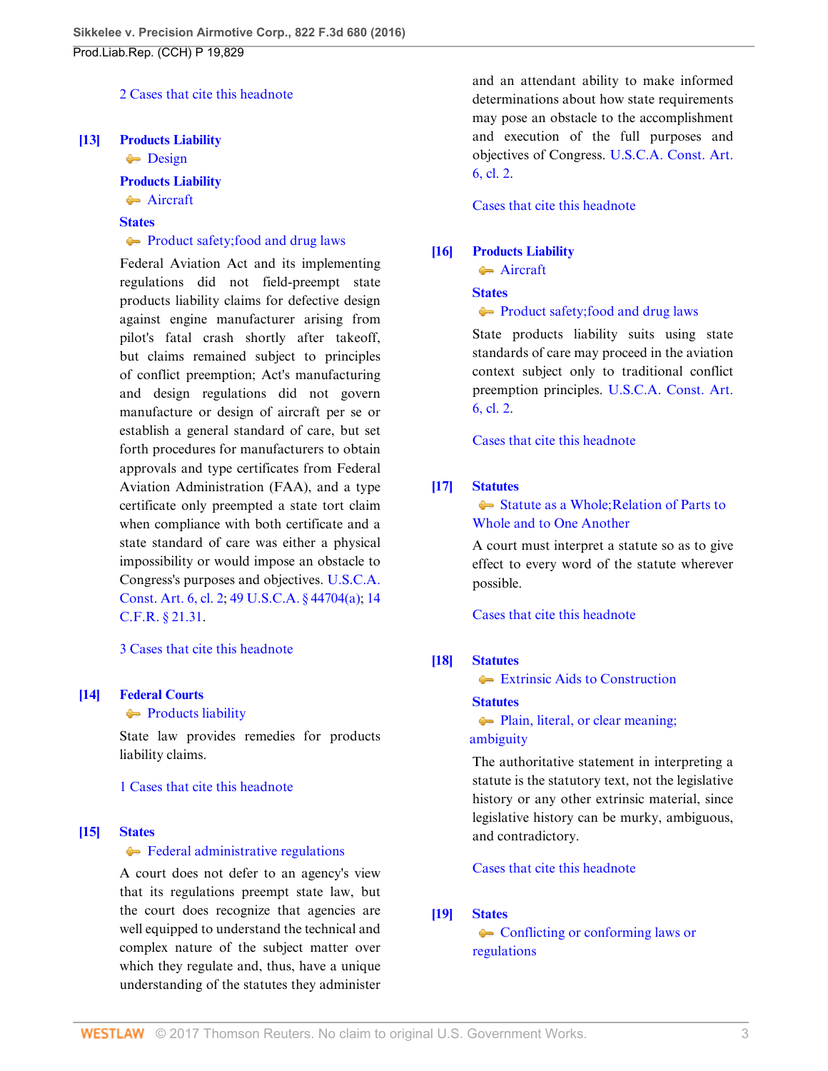2 Cases that cite this headnote

**[13]** **Products Liability**
Design
**Products Liability**
Aircraft
**States**
Product safety;food and drug laws

Federal Aviation Act and its implementing regulations did not field-preempt state products liability claims for defective design against engine manufacturer arising from pilot's fatal crash shortly after takeoff, but claims remained subject to principles of conflict preemption; Act's manufacturing and design regulations did not govern manufacture or design of aircraft per se or establish a general standard of care, but set forth procedures for manufacturers to obtain approvals and type certificates from Federal Aviation Administration (FAA), and a type certificate only preempted a state tort claim when compliance with both certificate and a state standard of care was either a physical impossibility or would impose an obstacle to Congress's purposes and objectives. U.S.C.A. Const. Art. 6, cl. 2; 49 U.S.C.A. § 44704(a); 14 C.F.R. § 21.31.

3 Cases that cite this headnote

**[14]** **Federal Courts**
Products liability

State law provides remedies for products liability claims.

1 Cases that cite this headnote

**[15]** **States**
Federal administrative regulations

A court does not defer to an agency's view that its regulations preempt state law, but the court does recognize that agencies are well equipped to understand the technical and complex nature of the subject matter over which they regulate and, thus, have a unique understanding of the statutes they administer and an attendant ability to make informed determinations about how state requirements may pose an obstacle to the accomplishment and execution of the full purposes and objectives of Congress. U.S.C.A. Const. Art. 6, cl. 2.

Cases that cite this headnote

**[16]** **Products Liability**
Aircraft
**States**
Product safety;food and drug laws

State products liability suits using state standards of care may proceed in the aviation context subject only to traditional conflict preemption principles. U.S.C.A. Const. Art. 6, cl. 2.

Cases that cite this headnote

**[17]** **Statutes**
Statute as a Whole;Relation of Parts to Whole and to One Another

A court must interpret a statute so as to give effect to every word of the statute wherever possible.

Cases that cite this headnote

**[18]** **Statutes**
Extrinsic Aids to Construction
**Statutes**
Plain, literal, or clear meaning; ambiguity

The authoritative statement in interpreting a statute is the statutory text, not the legislative history or any other extrinsic material, since legislative history can be murky, ambiguous, and contradictory.

Cases that cite this headnote

**[19]** **States**
Conflicting or conforming laws or regulations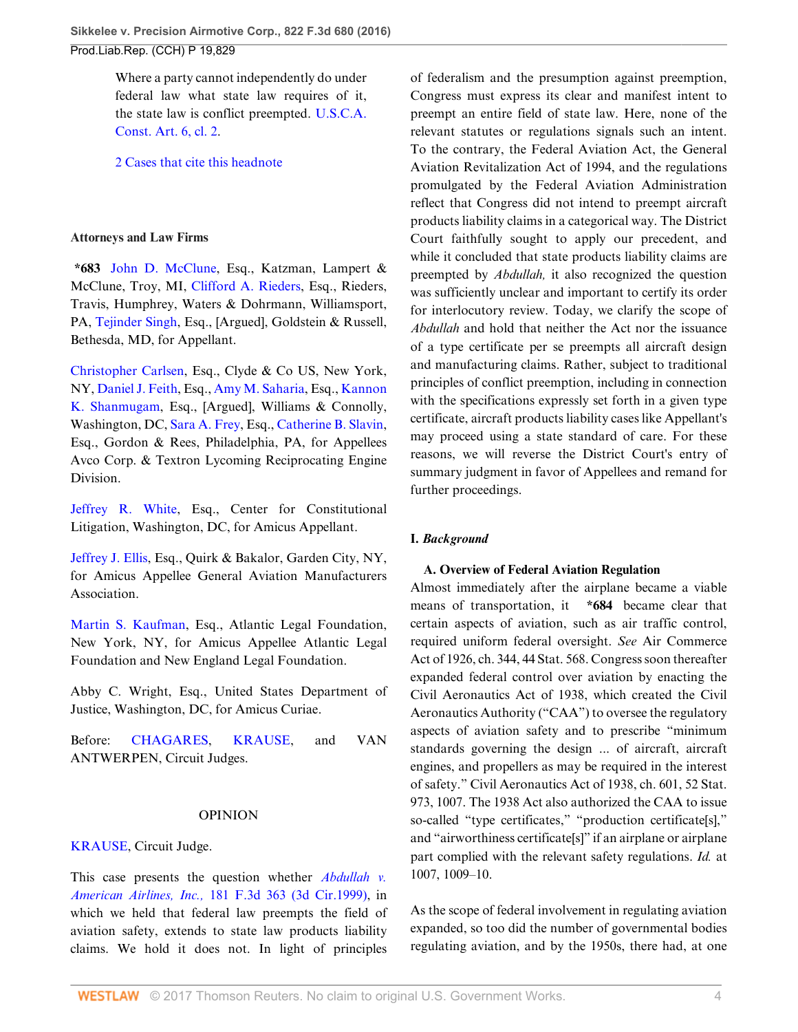Where a party cannot independently do under federal law what state law requires of it, the state law is conflict preempted. U.S.C.A. Const. Art. 6, cl. 2.

2 Cases that cite this headnote

**Attorneys and Law Firms**

**\*683** John D. McClune, Esq., Katzman, Lampert & McClune, Troy, MI, Clifford A. Rieders, Esq., Rieders, Travis, Humphrey, Waters & Dohrmann, Williamsport, PA, Tejinder Singh, Esq., [Argued], Goldstein & Russell, Bethesda, MD, for Appellant.

Christopher Carlsen, Esq., Clyde & Co US, New York, NY, Daniel J. Feith, Esq., Amy M. Saharia, Esq., Kannon K. Shanmugam, Esq., [Argued], Williams & Connolly, Washington, DC, Sara A. Frey, Esq., Catherine B. Slavin, Esq., Gordon & Rees, Philadelphia, PA, for Appellees Avco Corp. & Textron Lycoming Reciprocating Engine Division.

Jeffrey R. White, Esq., Center for Constitutional Litigation, Washington, DC, for Amicus Appellant.

Jeffrey J. Ellis, Esq., Quirk & Bakalor, Garden City, NY, for Amicus Appellee General Aviation Manufacturers Association.

Martin S. Kaufman, Esq., Atlantic Legal Foundation, New York, NY, for Amicus Appellee Atlantic Legal Foundation and New England Legal Foundation.

Abby C. Wright, Esq., United States Department of Justice, Washington, DC, for Amicus Curiae.

Before: CHAGARES, KRAUSE, and VAN ANTWERPEN, Circuit Judges.

OPINION

KRAUSE, Circuit Judge.

This case presents the question whether *Abdullah v. American Airlines, Inc.,* 181 F.3d 363 (3d Cir.1999), in which we held that federal law preempts the field of aviation safety, extends to state law products liability claims. We hold it does not. In light of principles of federalism and the presumption against preemption, Congress must express its clear and manifest intent to preempt an entire field of state law. Here, none of the relevant statutes or regulations signals such an intent. To the contrary, the Federal Aviation Act, the General Aviation Revitalization Act of 1994, and the regulations promulgated by the Federal Aviation Administration reflect that Congress did not intend to preempt aircraft products liability claims in a categorical way. The District Court faithfully sought to apply our precedent, and while it concluded that state products liability claims are preempted by *Abdullah,* it also recognized the question was sufficiently unclear and important to certify its order for interlocutory review. Today, we clarify the scope of *Abdullah* and hold that neither the Act nor the issuance of a type certificate per se preempts all aircraft design and manufacturing claims. Rather, subject to traditional principles of conflict preemption, including in connection with the specifications expressly set forth in a given type certificate, aircraft products liability cases like Appellant's may proceed using a state standard of care. For these reasons, we will reverse the District Court's entry of summary judgment in favor of Appellees and remand for further proceedings.

## I. *Background*

### A. Overview of Federal Aviation Regulation

Almost immediately after the airplane became a viable means of transportation, it **\*684** became clear that certain aspects of aviation, such as air traffic control, required uniform federal oversight. *See* Air Commerce Act of 1926, ch. 344, 44 Stat. 568. Congress soon thereafter expanded federal control over aviation by enacting the Civil Aeronautics Act of 1938, which created the Civil Aeronautics Authority ("CAA") to oversee the regulatory aspects of aviation safety and to prescribe "minimum standards governing the design ... of aircraft, aircraft engines, and propellers as may be required in the interest of safety." Civil Aeronautics Act of 1938, ch. 601, 52 Stat. 973, 1007. The 1938 Act also authorized the CAA to issue so-called "type certificates," "production certificate[s]," and "airworthiness certificate[s]" if an airplane or airplane part complied with the relevant safety regulations. *Id.* at 1007, 1009–10.

As the scope of federal involvement in regulating aviation expanded, so too did the number of governmental bodies regulating aviation, and by the 1950s, there had, at one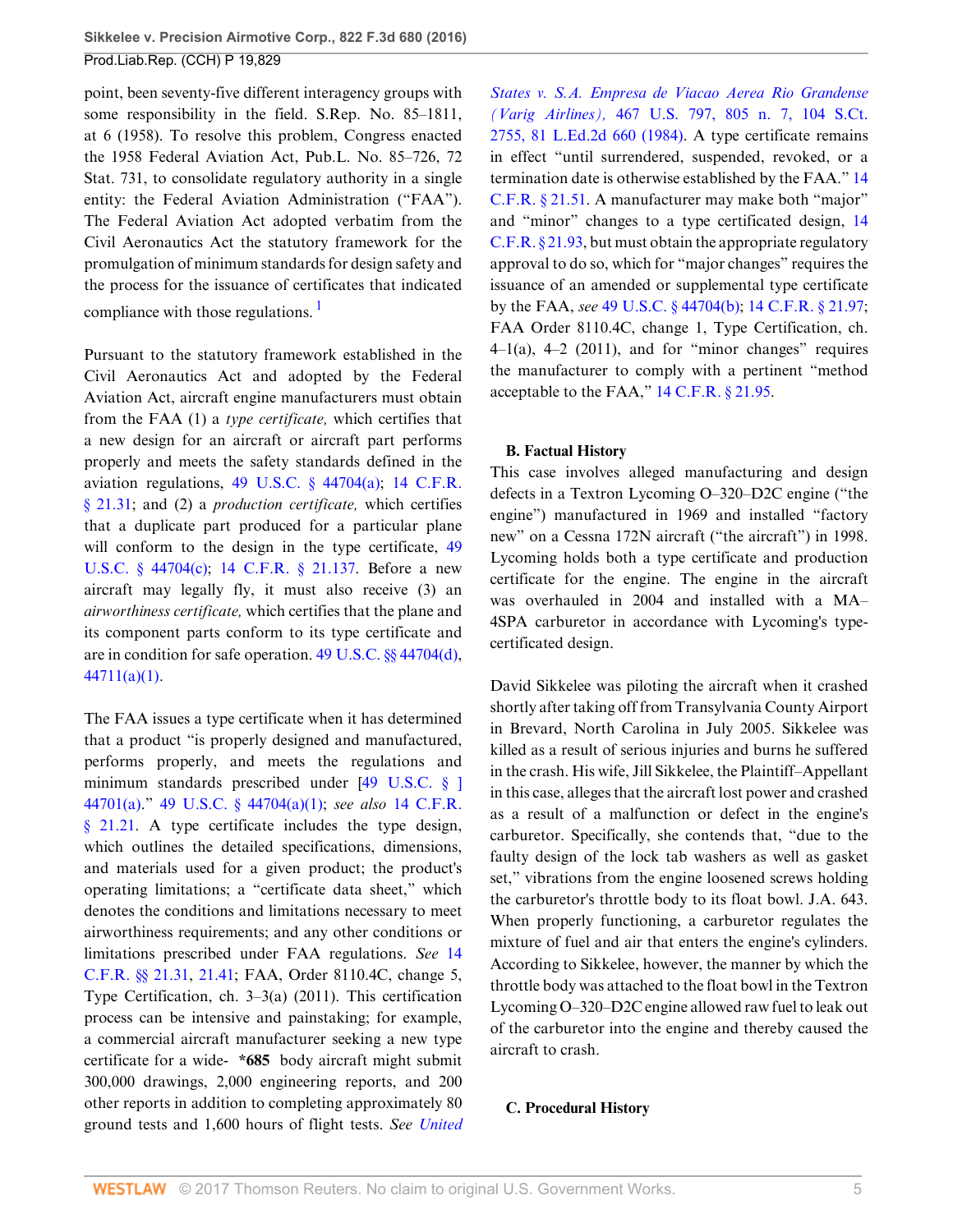point, been seventy-five different interagency groups with some responsibility in the field. S.Rep. No. 85–1811, at 6 (1958). To resolve this problem, Congress enacted the 1958 Federal Aviation Act, Pub.L. No. 85–726, 72 Stat. 731, to consolidate regulatory authority in a single entity: the Federal Aviation Administration ("FAA"). The Federal Aviation Act adopted verbatim from the Civil Aeronautics Act the statutory framework for the promulgation of minimum standards for design safety and the process for the issuance of certificates that indicated compliance with those regulations. [1]

Pursuant to the statutory framework established in the Civil Aeronautics Act and adopted by the Federal Aviation Act, aircraft engine manufacturers must obtain from the FAA (1) a *type certificate,* which certifies that a new design for an aircraft or aircraft part performs properly and meets the safety standards defined in the aviation regulations, 49 U.S.C. § 44704(a); 14 C.F.R. § 21.31; and (2) a *production certificate,* which certifies that a duplicate part produced for a particular plane will conform to the design in the type certificate, 49 U.S.C. § 44704(c); 14 C.F.R. § 21.137. Before a new aircraft may legally fly, it must also receive (3) an *airworthiness certificate,* which certifies that the plane and its component parts conform to its type certificate and are in condition for safe operation. 49 U.S.C. §§ 44704(d), 44711(a)(1).

The FAA issues a type certificate when it has determined that a product "is properly designed and manufactured, performs properly, and meets the regulations and minimum standards prescribed under [49 U.S.C. § ] 44701(a)." 49 U.S.C. § 44704(a)(1); *see also* 14 C.F.R. § 21.21. A type certificate includes the type design, which outlines the detailed specifications, dimensions, and materials used for a given product; the product's operating limitations; a "certificate data sheet," which denotes the conditions and limitations necessary to meet airworthiness requirements; and any other conditions or limitations prescribed under FAA regulations. *See* 14 C.F.R. §§ 21.31, 21.41; FAA, Order 8110.4C, change 5, Type Certification, ch. 3–3(a) (2011). This certification process can be intensive and painstaking; for example, a commercial aircraft manufacturer seeking a new type certificate for a wide- **\*685** body aircraft might submit 300,000 drawings, 2,000 engineering reports, and 200 other reports in addition to completing approximately 80 ground tests and 1,600 hours of flight tests. *See United States v. S.A. Empresa de Viacao Aerea Rio Grandense (Varig Airlines),* 467 U.S. 797, 805 n. 7, 104 S.Ct. 2755, 81 L.Ed.2d 660 (1984). A type certificate remains in effect "until surrendered, suspended, revoked, or a termination date is otherwise established by the FAA." 14 C.F.R. § 21.51. A manufacturer may make both "major" and "minor" changes to a type certificated design, 14 C.F.R. § 21.93, but must obtain the appropriate regulatory approval to do so, which for "major changes" requires the issuance of an amended or supplemental type certificate by the FAA, *see* 49 U.S.C. § 44704(b); 14 C.F.R. § 21.97; FAA Order 8110.4C, change 1, Type Certification, ch. 4–1(a), 4–2 (2011), and for "minor changes" requires the manufacturer to comply with a pertinent "method acceptable to the FAA," 14 C.F.R. § 21.95.

### B. Factual History

This case involves alleged manufacturing and design defects in a Textron Lycoming O–320–D2C engine ("the engine") manufactured in 1969 and installed "factory new" on a Cessna 172N aircraft ("the aircraft") in 1998. Lycoming holds both a type certificate and production certificate for the engine. The engine in the aircraft was overhauled in 2004 and installed with a MA–4SPA carburetor in accordance with Lycoming's type-certificated design.

David Sikkelee was piloting the aircraft when it crashed shortly after taking off from Transylvania County Airport in Brevard, North Carolina in July 2005. Sikkelee was killed as a result of serious injuries and burns he suffered in the crash. His wife, Jill Sikkelee, the Plaintiff–Appellant in this case, alleges that the aircraft lost power and crashed as a result of a malfunction or defect in the engine's carburetor. Specifically, she contends that, "due to the faulty design of the lock tab washers as well as gasket set," vibrations from the engine loosened screws holding the carburetor's throttle body to its float bowl. J.A. 643. When properly functioning, a carburetor regulates the mixture of fuel and air that enters the engine's cylinders. According to Sikkelee, however, the manner by which the throttle body was attached to the float bowl in the Textron Lycoming O–320–D2C engine allowed raw fuel to leak out of the carburetor into the engine and thereby caused the aircraft to crash.

### C. Procedural History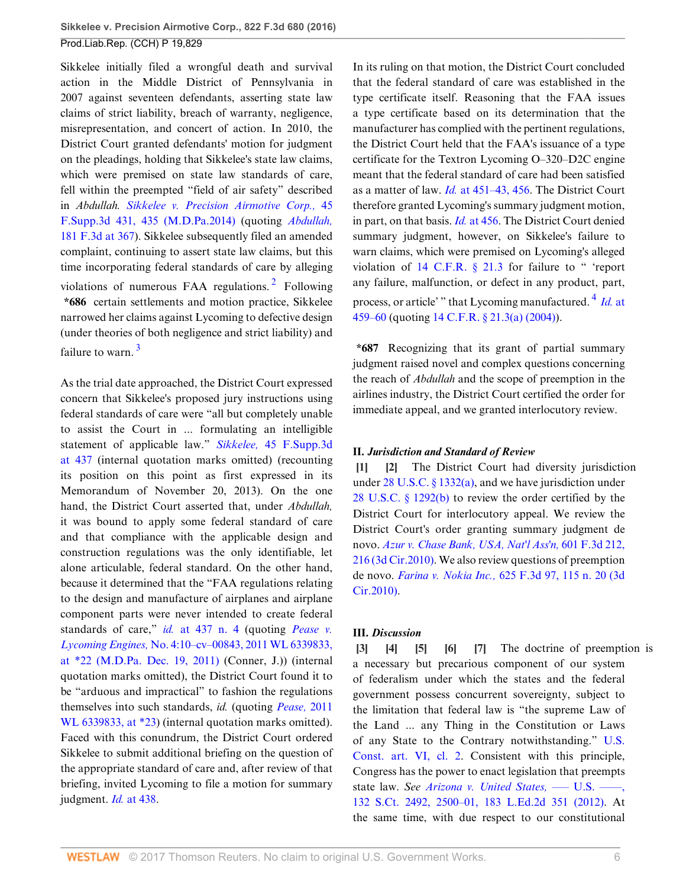Sikkelee initially filed a wrongful death and survival action in the Middle District of Pennsylvania in 2007 against seventeen defendants, asserting state law claims of strict liability, breach of warranty, negligence, misrepresentation, and concert of action. In 2010, the District Court granted defendants' motion for judgment on the pleadings, holding that Sikkelee's state law claims, which were premised on state law standards of care, fell within the preempted "field of air safety" described in *Abdullah. Sikkelee v. Precision Airmotive Corp.,* 45 F.Supp.3d 431, 435 (M.D.Pa.2014) (quoting *Abdullah,* 181 F.3d at 367). Sikkelee subsequently filed an amended complaint, continuing to assert state law claims, but this time incorporating federal standards of care by alleging violations of numerous FAA regulations.[2] Following **\*686** certain settlements and motion practice, Sikkelee narrowed her claims against Lycoming to defective design (under theories of both negligence and strict liability) and failure to warn.[3]

As the trial date approached, the District Court expressed concern that Sikkelee's proposed jury instructions using federal standards of care were "all but completely unable to assist the Court in ... formulating an intelligible statement of applicable law." *Sikkelee,* 45 F.Supp.3d at 437 (internal quotation marks omitted) (recounting its position on this point as first expressed in its Memorandum of November 20, 2013). On the one hand, the District Court asserted that, under *Abdullah,* it was bound to apply some federal standard of care and that compliance with the applicable design and construction regulations was the only identifiable, let alone articulable, federal standard. On the other hand, because it determined that the "FAA regulations relating to the design and manufacture of airplanes and airplane component parts were never intended to create federal standards of care," *id.* at 437 n. 4 (quoting *Pease v. Lycoming Engines,* No. 4:10–cv–00843, 2011 WL 6339833, at \*22 (M.D.Pa. Dec. 19, 2011) (Conner, J.)) (internal quotation marks omitted), the District Court found it to be "arduous and impractical" to fashion the regulations themselves into such standards, *id.* (quoting *Pease,* 2011 WL 6339833, at \*23) (internal quotation marks omitted). Faced with this conundrum, the District Court ordered Sikkelee to submit additional briefing on the question of the appropriate standard of care and, after review of that briefing, invited Lycoming to file a motion for summary judgment. *Id.* at 438.

In its ruling on that motion, the District Court concluded that the federal standard of care was established in the type certificate itself. Reasoning that the FAA issues a type certificate based on its determination that the manufacturer has complied with the pertinent regulations, the District Court held that the FAA's issuance of a type certificate for the Textron Lycoming O–320–D2C engine meant that the federal standard of care had been satisfied as a matter of law. *Id.* at 451–43, 456. The District Court therefore granted Lycoming's summary judgment motion, in part, on that basis. *Id.* at 456. The District Court denied summary judgment, however, on Sikkelee's failure to warn claims, which were premised on Lycoming's alleged violation of 14 C.F.R. § 21.3 for failure to " 'report any failure, malfunction, or defect in any product, part, process, or article' " that Lycoming manufactured.[4] *Id.* at 459–60 (quoting 14 C.F.R. § 21.3(a) (2004)).

**\*687** Recognizing that its grant of partial summary judgment raised novel and complex questions concerning the reach of *Abdullah* and the scope of preemption in the airlines industry, the District Court certified the order for immediate appeal, and we granted interlocutory review.

## II. *Jurisdiction and Standard of Review*

**[1] [2]** The District Court had diversity jurisdiction under 28 U.S.C. § 1332(a), and we have jurisdiction under 28 U.S.C. § 1292(b) to review the order certified by the District Court for interlocutory appeal. We review the District Court's order granting summary judgment de novo. *Azur v. Chase Bank, USA, Nat'l Ass'n,* 601 F.3d 212, 216 (3d Cir.2010). We also review questions of preemption de novo. *Farina v. Nokia Inc.,* 625 F.3d 97, 115 n. 20 (3d Cir.2010).

## III. *Discussion*

**[3] [4] [5] [6] [7]** The doctrine of preemption is a necessary but precarious component of our system of federalism under which the states and the federal government possess concurrent sovereignty, subject to the limitation that federal law is "the supreme Law of the Land ... any Thing in the Constitution or Laws of any State to the Contrary notwithstanding." U.S. Const. art. VI, cl. 2. Consistent with this principle, Congress has the power to enact legislation that preempts state law. *See Arizona v. United States,* ––– U.S. ––––, 132 S.Ct. 2492, 2500–01, 183 L.Ed.2d 351 (2012). At the same time, with due respect to our constitutional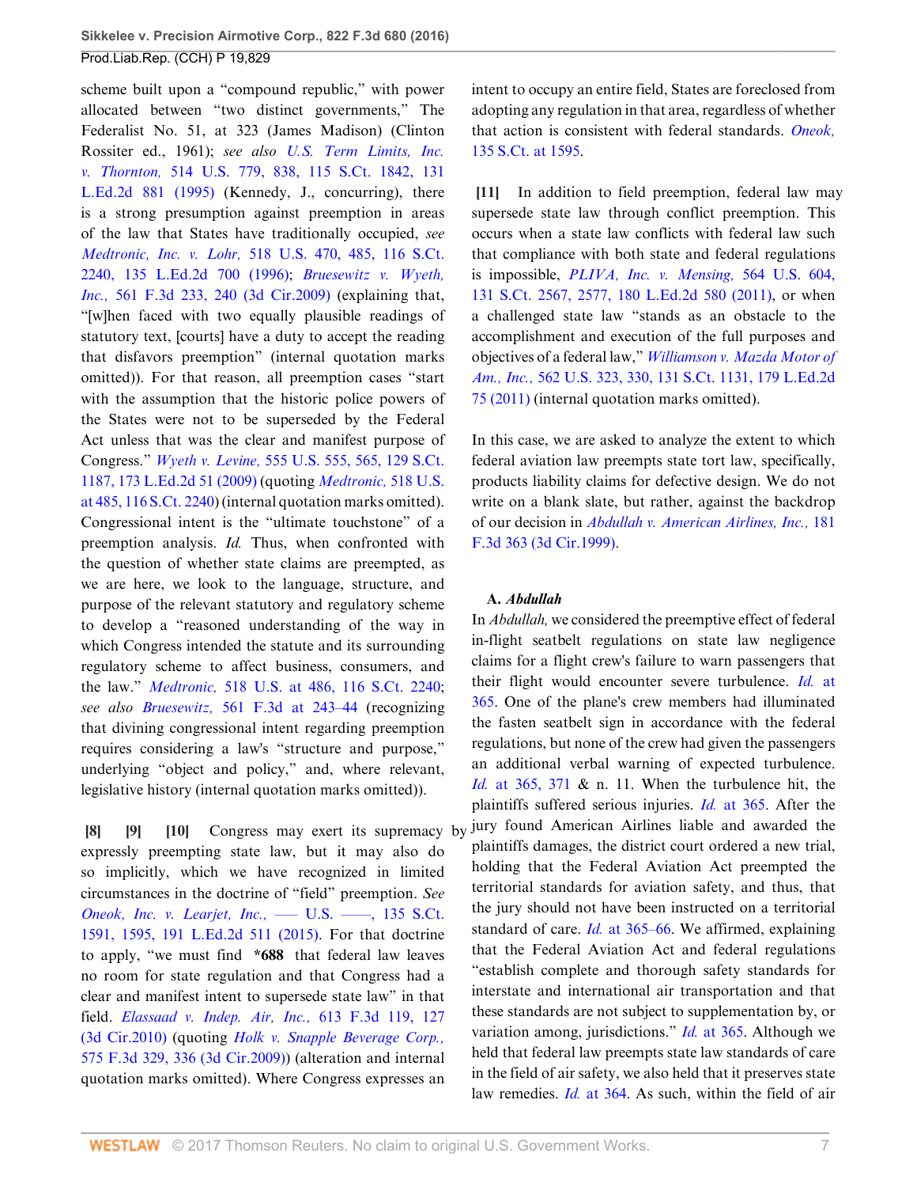scheme built upon a "compound republic," with power allocated between "two distinct governments," The Federalist No. 51, at 323 (James Madison) (Clinton Rossiter ed., 1961); *see also U.S. Term Limits, Inc. v. Thornton,* 514 U.S. 779, 838, 115 S.Ct. 1842, 131 L.Ed.2d 881 (1995) (Kennedy, J., concurring), there is a strong presumption against preemption in areas of the law that States have traditionally occupied, *see Medtronic, Inc. v. Lohr,* 518 U.S. 470, 485, 116 S.Ct. 2240, 135 L.Ed.2d 700 (1996); *Bruesewitz v. Wyeth, Inc.,* 561 F.3d 233, 240 (3d Cir.2009) (explaining that, "[w]hen faced with two equally plausible readings of statutory text, [courts] have a duty to accept the reading that disfavors preemption" (internal quotation marks omitted)). For that reason, all preemption cases "start with the assumption that the historic police powers of the States were not to be superseded by the Federal Act unless that was the clear and manifest purpose of Congress." *Wyeth v. Levine,* 555 U.S. 555, 565, 129 S.Ct. 1187, 173 L.Ed.2d 51 (2009) (quoting *Medtronic,* 518 U.S. at 485, 116 S.Ct. 2240) (internal quotation marks omitted). Congressional intent is the "ultimate touchstone" of a preemption analysis. *Id.* Thus, when confronted with the question of whether state claims are preempted, as we are here, we look to the language, structure, and purpose of the relevant statutory and regulatory scheme to develop a "reasoned understanding of the way in which Congress intended the statute and its surrounding regulatory scheme to affect business, consumers, and the law." *Medtronic,* 518 U.S. at 486, 116 S.Ct. 2240; *see also Bruesewitz,* 561 F.3d at 243–44 (recognizing that divining congressional intent regarding preemption requires considering a law's "structure and purpose," underlying "object and policy," and, where relevant, legislative history (internal quotation marks omitted)).

**[8] [9] [10]** Congress may exert its supremacy by expressly preempting state law, but it may also do so implicitly, which we have recognized in limited circumstances in the doctrine of "field" preemption. *See Oneok, Inc. v. Learjet, Inc.,* — U.S. ——, 135 S.Ct. 1591, 1595, 191 L.Ed.2d 511 (2015). For that doctrine to apply, "we must find **\*688** that federal law leaves no room for state regulation and that Congress had a clear and manifest intent to supersede state law" in that field. *Elassaad v. Indep. Air, Inc.,* 613 F.3d 119, 127 (3d Cir.2010) (quoting *Holk v. Snapple Beverage Corp.,* 575 F.3d 329, 336 (3d Cir.2009)) (alteration and internal quotation marks omitted). Where Congress expresses an intent to occupy an entire field, States are foreclosed from adopting any regulation in that area, regardless of whether that action is consistent with federal standards. *Oneok,* 135 S.Ct. at 1595.

**[11]** In addition to field preemption, federal law may supersede state law through conflict preemption. This occurs when a state law conflicts with federal law such that compliance with both state and federal regulations is impossible, *PLIVA, Inc. v. Mensing,* 564 U.S. 604, 131 S.Ct. 2567, 2577, 180 L.Ed.2d 580 (2011), or when a challenged state law "stands as an obstacle to the accomplishment and execution of the full purposes and objectives of a federal law," *Williamson v. Mazda Motor of Am., Inc.,* 562 U.S. 323, 330, 131 S.Ct. 1131, 179 L.Ed.2d 75 (2011) (internal quotation marks omitted).

In this case, we are asked to analyze the extent to which federal aviation law preempts state tort law, specifically, products liability claims for defective design. We do not write on a blank slate, but rather, against the backdrop of our decision in *Abdullah v. American Airlines, Inc.,* 181 F.3d 363 (3d Cir.1999).

### A. *Abdullah*

In *Abdullah,* we considered the preemptive effect of federal in-flight seatbelt regulations on state law negligence claims for a flight crew's failure to warn passengers that their flight would encounter severe turbulence. *Id.* at 365. One of the plane's crew members had illuminated the fasten seatbelt sign in accordance with the federal regulations, but none of the crew had given the passengers an additional verbal warning of expected turbulence. *Id.* at 365, 371 & n. 11. When the turbulence hit, the plaintiffs suffered serious injuries. *Id.* at 365. After the jury found American Airlines liable and awarded the plaintiffs damages, the district court ordered a new trial, holding that the Federal Aviation Act preempted the territorial standards for aviation safety, and thus, that the jury should not have been instructed on a territorial standard of care. *Id.* at 365–66. We affirmed, explaining that the Federal Aviation Act and federal regulations "establish complete and thorough safety standards for interstate and international air transportation and that these standards are not subject to supplementation by, or variation among, jurisdictions." *Id.* at 365. Although we held that federal law preempts state law standards of care in the field of air safety, we also held that it preserves state law remedies. *Id.* at 364. As such, within the field of air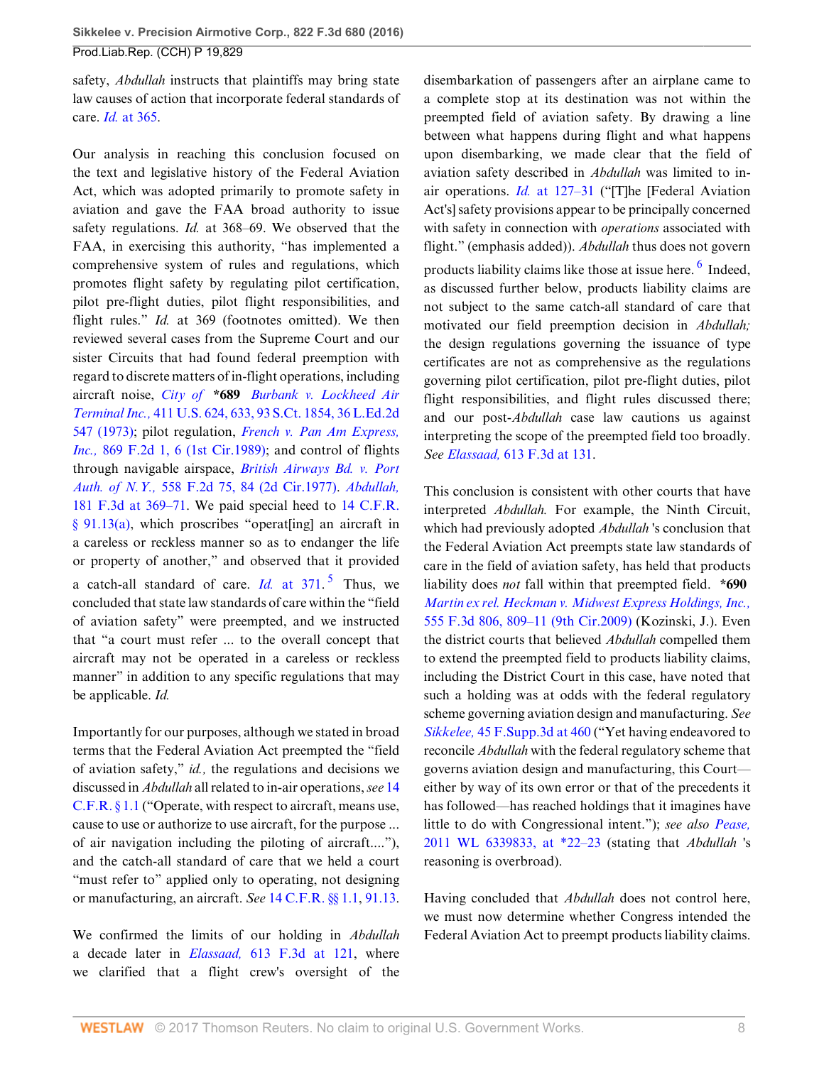safety, *Abdullah* instructs that plaintiffs may bring state law causes of action that incorporate federal standards of care. *Id.* at 365.

Our analysis in reaching this conclusion focused on the text and legislative history of the Federal Aviation Act, which was adopted primarily to promote safety in aviation and gave the FAA broad authority to issue safety regulations. *Id.* at 368–69. We observed that the FAA, in exercising this authority, "has implemented a comprehensive system of rules and regulations, which promotes flight safety by regulating pilot certification, pilot pre-flight duties, pilot flight responsibilities, and flight rules." *Id.* at 369 (footnotes omitted). We then reviewed several cases from the Supreme Court and our sister Circuits that had found federal preemption with regard to discrete matters of in-flight operations, including aircraft noise, *City of* **\*689** *Burbank v. Lockheed Air Terminal Inc.,* 411 U.S. 624, 633, 93 S.Ct. 1854, 36 L.Ed.2d 547 (1973); pilot regulation, *French v. Pan Am Express, Inc.,* 869 F.2d 1, 6 (1st Cir.1989); and control of flights through navigable airspace, *British Airways Bd. v. Port Auth. of N.Y.,* 558 F.2d 75, 84 (2d Cir.1977). *Abdullah,* 181 F.3d at 369–71. We paid special heed to 14 C.F.R. § 91.13(a), which proscribes "operat[ing] an aircraft in a careless or reckless manner so as to endanger the life or property of another," and observed that it provided a catch-all standard of care. *Id.* at 371.[5] Thus, we concluded that state law standards of care within the "field of aviation safety" were preempted, and we instructed that "a court must refer ... to the overall concept that aircraft may not be operated in a careless or reckless manner" in addition to any specific regulations that may be applicable. *Id.*

Importantly for our purposes, although we stated in broad terms that the Federal Aviation Act preempted the "field of aviation safety," *id.,* the regulations and decisions we discussed in *Abdullah* all related to in-air operations, *see* 14 C.F.R. § 1.1 ("Operate, with respect to aircraft, means use, cause to use or authorize to use aircraft, for the purpose ... of air navigation including the piloting of aircraft...."), and the catch-all standard of care that we held a court "must refer to" applied only to operating, not designing or manufacturing, an aircraft. *See* 14 C.F.R. §§ 1.1, 91.13.

We confirmed the limits of our holding in *Abdullah* a decade later in *Elassaad,* 613 F.3d at 121, where we clarified that a flight crew's oversight of the disembarkation of passengers after an airplane came to a complete stop at its destination was not within the preempted field of aviation safety. By drawing a line between what happens during flight and what happens upon disembarking, we made clear that the field of aviation safety described in *Abdullah* was limited to in-air operations. *Id.* at 127–31 ("[T]he [Federal Aviation Act's] safety provisions appear to be principally concerned with safety in connection with *operations* associated with flight." (emphasis added)). *Abdullah* thus does not govern products liability claims like those at issue here.[6] Indeed, as discussed further below, products liability claims are not subject to the same catch-all standard of care that motivated our field preemption decision in *Abdullah;* the design regulations governing the issuance of type certificates are not as comprehensive as the regulations governing pilot certification, pilot pre-flight duties, pilot flight responsibilities, and flight rules discussed there; and our post-*Abdullah* case law cautions us against interpreting the scope of the preempted field too broadly. *See Elassaad,* 613 F.3d at 131.

This conclusion is consistent with other courts that have interpreted *Abdullah.* For example, the Ninth Circuit, which had previously adopted *Abdullah* 's conclusion that the Federal Aviation Act preempts state law standards of care in the field of aviation safety, has held that products liability does *not* fall within that preempted field. **\*690** *Martin ex rel. Heckman v. Midwest Express Holdings, Inc.,* 555 F.3d 806, 809–11 (9th Cir.2009) (Kozinski, J.). Even the district courts that believed *Abdullah* compelled them to extend the preempted field to products liability claims, including the District Court in this case, have noted that such a holding was at odds with the federal regulatory scheme governing aviation design and manufacturing. *See Sikkelee,* 45 F.Supp.3d at 460 ("Yet having endeavored to reconcile *Abdullah* with the federal regulatory scheme that governs aviation design and manufacturing, this Court—either by way of its own error or that of the precedents it has followed—has reached holdings that it imagines have little to do with Congressional intent."); *see also Pease,* 2011 WL 6339833, at \*22–23 (stating that *Abdullah* 's reasoning is overbroad).

Having concluded that *Abdullah* does not control here, we must now determine whether Congress intended the Federal Aviation Act to preempt products liability claims.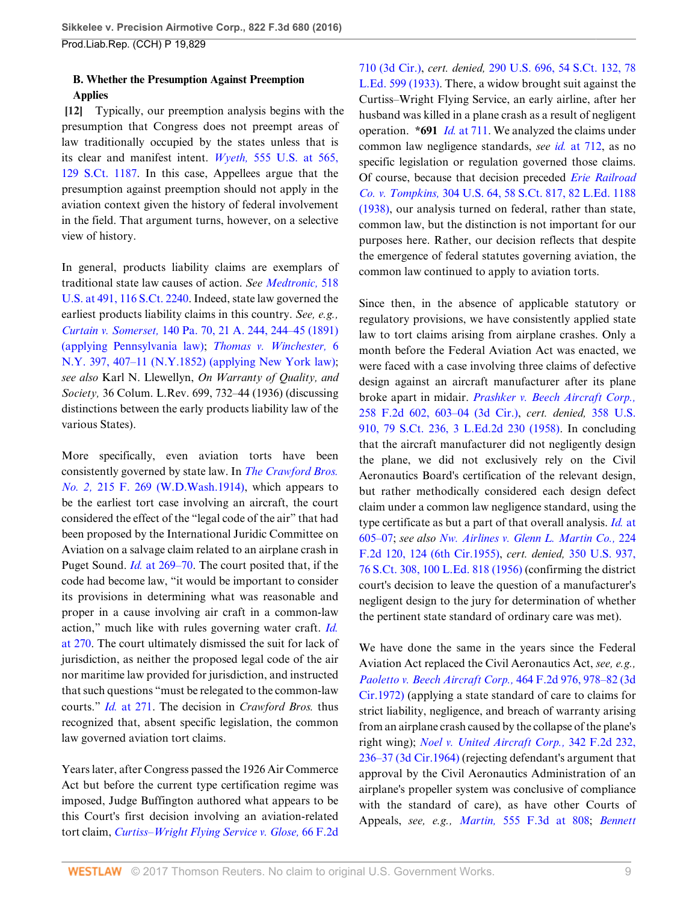### B. Whether the Presumption Against Preemption Applies

**[12]** Typically, our preemption analysis begins with the presumption that Congress does not preempt areas of law traditionally occupied by the states unless that is its clear and manifest intent. *Wyeth,* 555 U.S. at 565, 129 S.Ct. 1187. In this case, Appellees argue that the presumption against preemption should not apply in the aviation context given the history of federal involvement in the field. That argument turns, however, on a selective view of history.

In general, products liability claims are exemplars of traditional state law causes of action. *See Medtronic,* 518 U.S. at 491, 116 S.Ct. 2240. Indeed, state law governed the earliest products liability claims in this country. *See, e.g., Curtain v. Somerset,* 140 Pa. 70, 21 A. 244, 244–45 (1891) (applying Pennsylvania law); *Thomas v. Winchester,* 6 N.Y. 397, 407–11 (N.Y.1852) (applying New York law); *see also* Karl N. Llewellyn, *On Warranty of Quality, and Society,* 36 Colum. L.Rev. 699, 732–44 (1936) (discussing distinctions between the early products liability law of the various States).

More specifically, even aviation torts have been consistently governed by state law. In *The Crawford Bros. No. 2,* 215 F. 269 (W.D.Wash.1914), which appears to be the earliest tort case involving an aircraft, the court considered the effect of the "legal code of the air" that had been proposed by the International Juridic Committee on Aviation on a salvage claim related to an airplane crash in Puget Sound. *Id.* at 269–70. The court posited that, if the code had become law, "it would be important to consider its provisions in determining what was reasonable and proper in a cause involving air craft in a common-law action," much like with rules governing water craft. *Id.* at 270. The court ultimately dismissed the suit for lack of jurisdiction, as neither the proposed legal code of the air nor maritime law provided for jurisdiction, and instructed that such questions "must be relegated to the common-law courts." *Id.* at 271. The decision in *Crawford Bros.* thus recognized that, absent specific legislation, the common law governed aviation tort claims.

Years later, after Congress passed the 1926 Air Commerce Act but before the current type certification regime was imposed, Judge Buffington authored what appears to be this Court's first decision involving an aviation-related tort claim, *Curtiss–Wright Flying Service v. Glose,* 66 F.2d 710 (3d Cir.), *cert. denied,* 290 U.S. 696, 54 S.Ct. 132, 78 L.Ed. 599 (1933). There, a widow brought suit against the Curtiss–Wright Flying Service, an early airline, after her husband was killed in a plane crash as a result of negligent operation. **\*691** *Id.* at 711. We analyzed the claims under common law negligence standards, *see id.* at 712, as no specific legislation or regulation governed those claims. Of course, because that decision preceded *Erie Railroad Co. v. Tompkins,* 304 U.S. 64, 58 S.Ct. 817, 82 L.Ed. 1188 (1938), our analysis turned on federal, rather than state, common law, but the distinction is not important for our purposes here. Rather, our decision reflects that despite the emergence of federal statutes governing aviation, the common law continued to apply to aviation torts.

Since then, in the absence of applicable statutory or regulatory provisions, we have consistently applied state law to tort claims arising from airplane crashes. Only a month before the Federal Aviation Act was enacted, we were faced with a case involving three claims of defective design against an aircraft manufacturer after its plane broke apart in midair. *Prashker v. Beech Aircraft Corp.,* 258 F.2d 602, 603–04 (3d Cir.), *cert. denied,* 358 U.S. 910, 79 S.Ct. 236, 3 L.Ed.2d 230 (1958). In concluding that the aircraft manufacturer did not negligently design the plane, we did not exclusively rely on the Civil Aeronautics Board's certification of the relevant design, but rather methodically considered each design defect claim under a common law negligence standard, using the type certificate as but a part of that overall analysis. *Id.* at 605–07; *see also Nw. Airlines v. Glenn L. Martin Co.,* 224 F.2d 120, 124 (6th Cir.1955), *cert. denied,* 350 U.S. 937, 76 S.Ct. 308, 100 L.Ed. 818 (1956) (confirming the district court's decision to leave the question of a manufacturer's negligent design to the jury for determination of whether the pertinent state standard of ordinary care was met).

We have done the same in the years since the Federal Aviation Act replaced the Civil Aeronautics Act, *see, e.g., Paoletto v. Beech Aircraft Corp.,* 464 F.2d 976, 978–82 (3d Cir.1972) (applying a state standard of care to claims for strict liability, negligence, and breach of warranty arising from an airplane crash caused by the collapse of the plane's right wing); *Noel v. United Aircraft Corp.,* 342 F.2d 232, 236–37 (3d Cir.1964) (rejecting defendant's argument that approval by the Civil Aeronautics Administration of an airplane's propeller system was conclusive of compliance with the standard of care), as have other Courts of Appeals, *see, e.g., Martin,* 555 F.3d at 808; *Bennett*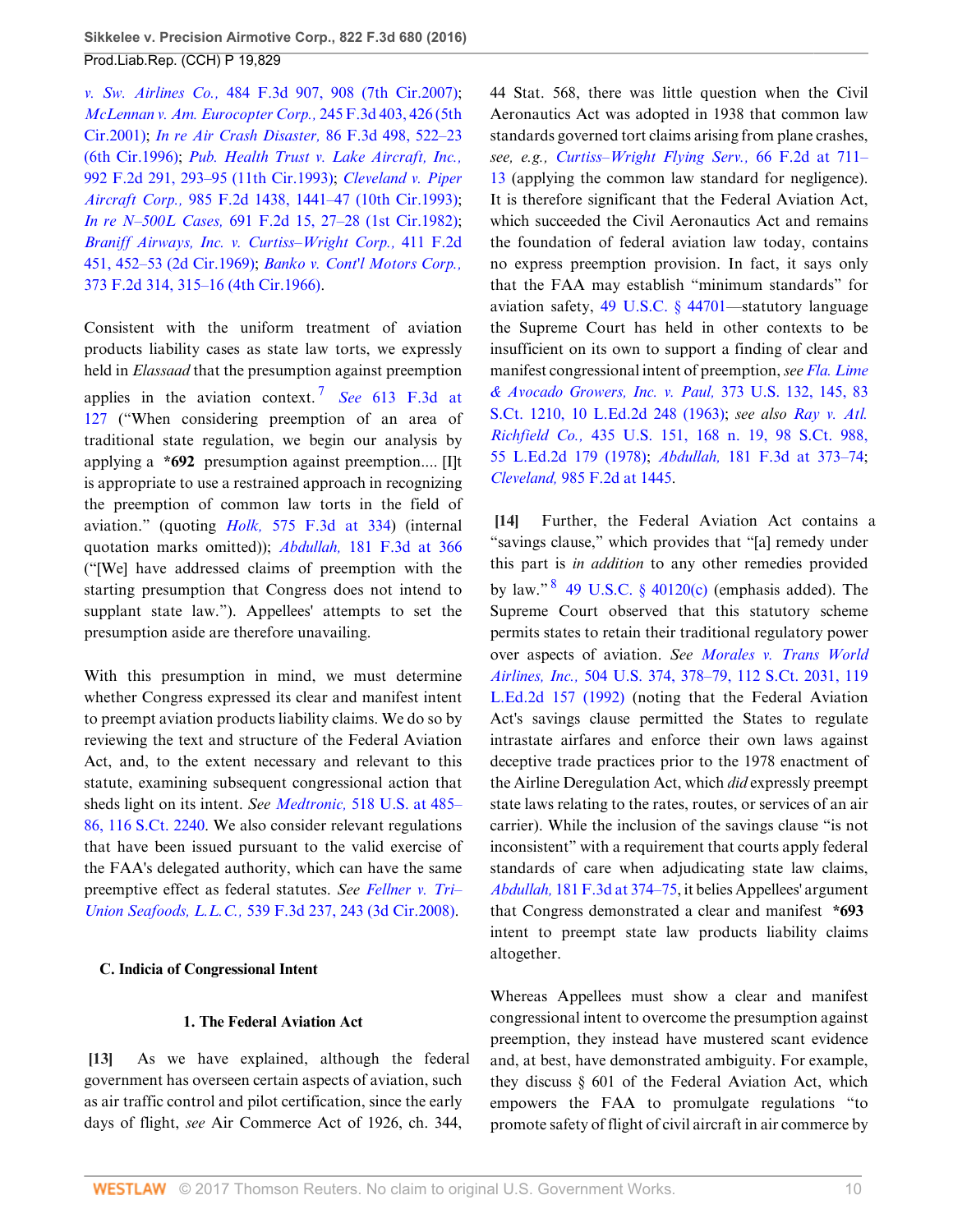v. Sw. Airlines Co., 484 F.3d 907, 908 (7th Cir.2007); McLennan v. Am. Eurocopter Corp., 245 F.3d 403, 426 (5th Cir.2001); In re Air Crash Disaster, 86 F.3d 498, 522–23 (6th Cir.1996); Pub. Health Trust v. Lake Aircraft, Inc., 992 F.2d 291, 293–95 (11th Cir.1993); Cleveland v. Piper Aircraft Corp., 985 F.2d 1438, 1441–47 (10th Cir.1993); In re N–500L Cases, 691 F.2d 15, 27–28 (1st Cir.1982); Braniff Airways, Inc. v. Curtiss–Wright Corp., 411 F.2d 451, 452–53 (2d Cir.1969); Banko v. Cont'l Motors Corp., 373 F.2d 314, 315–16 (4th Cir.1966).

Consistent with the uniform treatment of aviation products liability cases as state law torts, we expressly held in *Elassaad* that the presumption against preemption applies in the aviation context.[7] *See* 613 F.3d at 127 ("When considering preemption of an area of traditional state regulation, we begin our analysis by applying a **\*692** presumption against preemption.... [I]t is appropriate to use a restrained approach in recognizing the preemption of common law torts in the field of aviation." (quoting *Holk,* 575 F.3d at 334) (internal quotation marks omitted)); *Abdullah,* 181 F.3d at 366 ("[We] have addressed claims of preemption with the starting presumption that Congress does not intend to supplant state law."). Appellees' attempts to set the presumption aside are therefore unavailing.

With this presumption in mind, we must determine whether Congress expressed its clear and manifest intent to preempt aviation products liability claims. We do so by reviewing the text and structure of the Federal Aviation Act, and, to the extent necessary and relevant to this statute, examining subsequent congressional action that sheds light on its intent. *See Medtronic,* 518 U.S. at 485–86, 116 S.Ct. 2240. We also consider relevant regulations that have been issued pursuant to the valid exercise of the FAA's delegated authority, which can have the same preemptive effect as federal statutes. *See Fellner v. Tri–Union Seafoods, L.L.C.,* 539 F.3d 237, 243 (3d Cir.2008).

### C. Indicia of Congressional Intent

#### 1. The Federal Aviation Act

**[13]** As we have explained, although the federal government has overseen certain aspects of aviation, such as air traffic control and pilot certification, since the early days of flight, *see* Air Commerce Act of 1926, ch. 344, 44 Stat. 568, there was little question when the Civil Aeronautics Act was adopted in 1938 that common law standards governed tort claims arising from plane crashes, *see, e.g., Curtiss–Wright Flying Serv.,* 66 F.2d at 711–13 (applying the common law standard for negligence). It is therefore significant that the Federal Aviation Act, which succeeded the Civil Aeronautics Act and remains the foundation of federal aviation law today, contains no express preemption provision. In fact, it says only that the FAA may establish "minimum standards" for aviation safety, 49 U.S.C. § 44701—statutory language the Supreme Court has held in other contexts to be insufficient on its own to support a finding of clear and manifest congressional intent of preemption, *see Fla. Lime & Avocado Growers, Inc. v. Paul,* 373 U.S. 132, 145, 83 S.Ct. 1210, 10 L.Ed.2d 248 (1963); *see also Ray v. Atl. Richfield Co.,* 435 U.S. 151, 168 n. 19, 98 S.Ct. 988, 55 L.Ed.2d 179 (1978); *Abdullah,* 181 F.3d at 373–74; *Cleveland,* 985 F.2d at 1445.

**[14]** Further, the Federal Aviation Act contains a "savings clause," which provides that "[a] remedy under this part is *in addition* to any other remedies provided by law."[8] 49 U.S.C. § 40120(c) (emphasis added). The Supreme Court observed that this statutory scheme permits states to retain their traditional regulatory power over aspects of aviation. *See Morales v. Trans World Airlines, Inc.,* 504 U.S. 374, 378–79, 112 S.Ct. 2031, 119 L.Ed.2d 157 (1992) (noting that the Federal Aviation Act's savings clause permitted the States to regulate intrastate airfares and enforce their own laws against deceptive trade practices prior to the 1978 enactment of the Airline Deregulation Act, which *did* expressly preempt state laws relating to the rates, routes, or services of an air carrier). While the inclusion of the savings clause "is not inconsistent" with a requirement that courts apply federal standards of care when adjudicating state law claims, *Abdullah,* 181 F.3d at 374–75, it belies Appellees' argument that Congress demonstrated a clear and manifest **\*693** intent to preempt state law products liability claims altogether.

Whereas Appellees must show a clear and manifest congressional intent to overcome the presumption against preemption, they instead have mustered scant evidence and, at best, have demonstrated ambiguity. For example, they discuss § 601 of the Federal Aviation Act, which empowers the FAA to promulgate regulations "to promote safety of flight of civil aircraft in air commerce by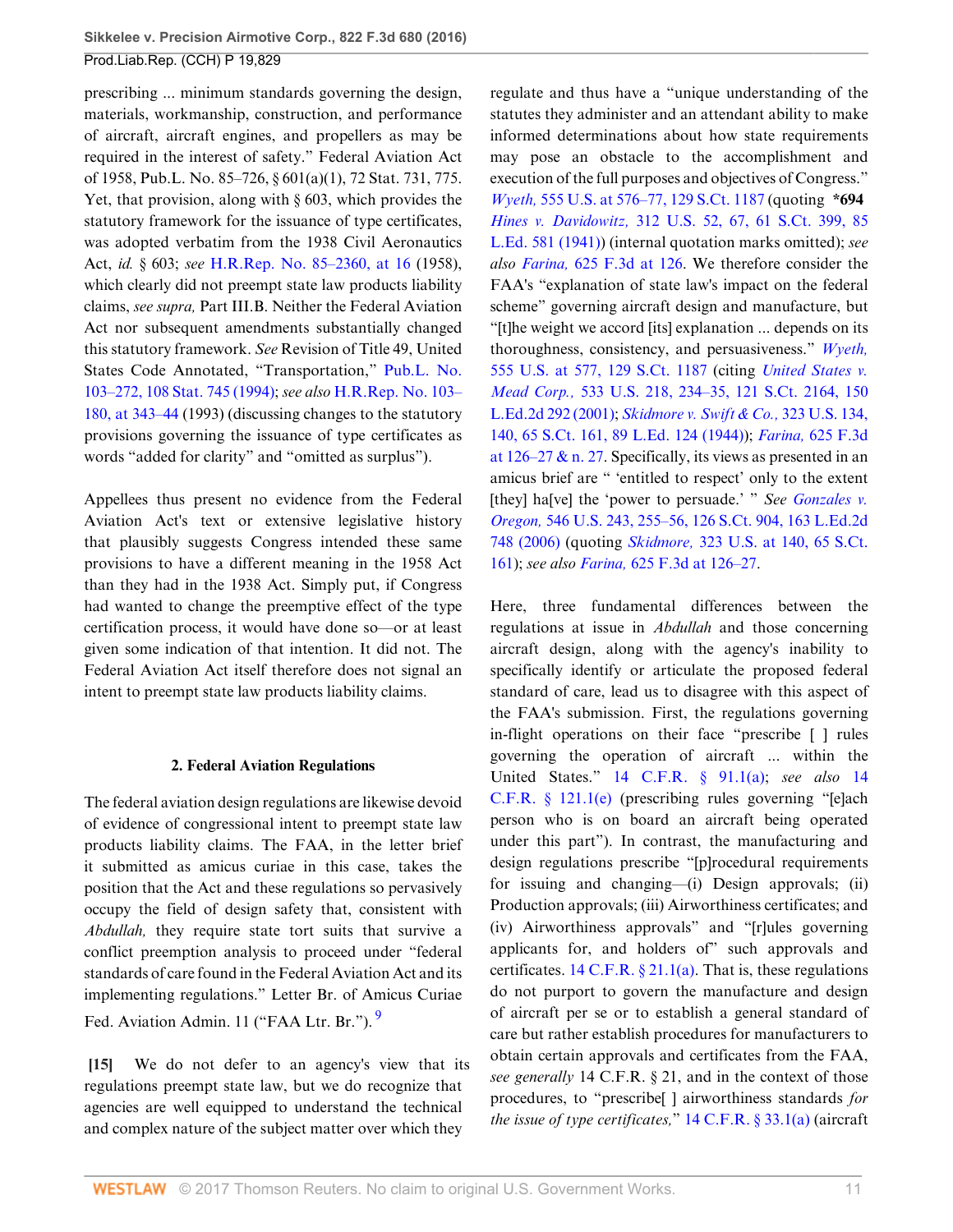prescribing ... minimum standards governing the design, materials, workmanship, construction, and performance of aircraft, aircraft engines, and propellers as may be required in the interest of safety." Federal Aviation Act of 1958, Pub.L. No. 85–726, § 601(a)(1), 72 Stat. 731, 775. Yet, that provision, along with § 603, which provides the statutory framework for the issuance of type certificates, was adopted verbatim from the 1938 Civil Aeronautics Act, *id.* § 603; *see* H.R.Rep. No. 85–2360, at 16 (1958), which clearly did not preempt state law products liability claims, *see supra,* Part III.B. Neither the Federal Aviation Act nor subsequent amendments substantially changed this statutory framework. *See* Revision of Title 49, United States Code Annotated, "Transportation," Pub.L. No. 103–272, 108 Stat. 745 (1994); *see also* H.R.Rep. No. 103–180, at 343–44 (1993) (discussing changes to the statutory provisions governing the issuance of type certificates as words "added for clarity" and "omitted as surplus").

Appellees thus present no evidence from the Federal Aviation Act's text or extensive legislative history that plausibly suggests Congress intended these same provisions to have a different meaning in the 1958 Act than they had in the 1938 Act. Simply put, if Congress had wanted to change the preemptive effect of the type certification process, it would have done so—or at least given some indication of that intention. It did not. The Federal Aviation Act itself therefore does not signal an intent to preempt state law products liability claims.

### 2. Federal Aviation Regulations

The federal aviation design regulations are likewise devoid of evidence of congressional intent to preempt state law products liability claims. The FAA, in the letter brief it submitted as amicus curiae in this case, takes the position that the Act and these regulations so pervasively occupy the field of design safety that, consistent with *Abdullah,* they require state tort suits that survive a conflict preemption analysis to proceed under "federal standards of care found in the Federal Aviation Act and its implementing regulations." Letter Br. of Amicus Curiae Fed. Aviation Admin. 11 ("FAA Ltr. Br.").[9]

**[15]** We do not defer to an agency's view that its regulations preempt state law, but we do recognize that agencies are well equipped to understand the technical and complex nature of the subject matter over which they regulate and thus have a "unique understanding of the statutes they administer and an attendant ability to make informed determinations about how state requirements may pose an obstacle to the accomplishment and execution of the full purposes and objectives of Congress." *Wyeth,* 555 U.S. at 576–77, 129 S.Ct. 1187 (quoting **\*694** *Hines v. Davidowitz,* 312 U.S. 52, 67, 61 S.Ct. 399, 85 L.Ed. 581 (1941)) (internal quotation marks omitted); *see also Farina,* 625 F.3d at 126. We therefore consider the FAA's "explanation of state law's impact on the federal scheme" governing aircraft design and manufacture, but "[t]he weight we accord [its] explanation ... depends on its thoroughness, consistency, and persuasiveness." *Wyeth,* 555 U.S. at 577, 129 S.Ct. 1187 (citing *United States v. Mead Corp.,* 533 U.S. 218, 234–35, 121 S.Ct. 2164, 150 L.Ed.2d 292 (2001); *Skidmore v. Swift & Co.,* 323 U.S. 134, 140, 65 S.Ct. 161, 89 L.Ed. 124 (1944)); *Farina,* 625 F.3d at 126–27 & n. 27. Specifically, its views as presented in an amicus brief are " 'entitled to respect' only to the extent [they] ha[ve] the 'power to persuade.' " *See Gonzales v. Oregon,* 546 U.S. 243, 255–56, 126 S.Ct. 904, 163 L.Ed.2d 748 (2006) (quoting *Skidmore,* 323 U.S. at 140, 65 S.Ct. 161); *see also Farina,* 625 F.3d at 126–27.

Here, three fundamental differences between the regulations at issue in *Abdullah* and those concerning aircraft design, along with the agency's inability to specifically identify or articulate the proposed federal standard of care, lead us to disagree with this aspect of the FAA's submission. First, the regulations governing in-flight operations on their face "prescribe [ ] rules governing the operation of aircraft ... within the United States." 14 C.F.R. § 91.1(a); *see also* 14 C.F.R. § 121.1(e) (prescribing rules governing "[e]ach person who is on board an aircraft being operated under this part"). In contrast, the manufacturing and design regulations prescribe "[p]rocedural requirements for issuing and changing—(i) Design approvals; (ii) Production approvals; (iii) Airworthiness certificates; and (iv) Airworthiness approvals" and "[r]ules governing applicants for, and holders of" such approvals and certificates. 14 C.F.R. § 21.1(a). That is, these regulations do not purport to govern the manufacture and design of aircraft per se or to establish a general standard of care but rather establish procedures for manufacturers to obtain certain approvals and certificates from the FAA, *see generally* 14 C.F.R. § 21, and in the context of those procedures, to "prescribe[ ] airworthiness standards *for the issue of type certificates,*" 14 C.F.R. § 33.1(a) (aircraft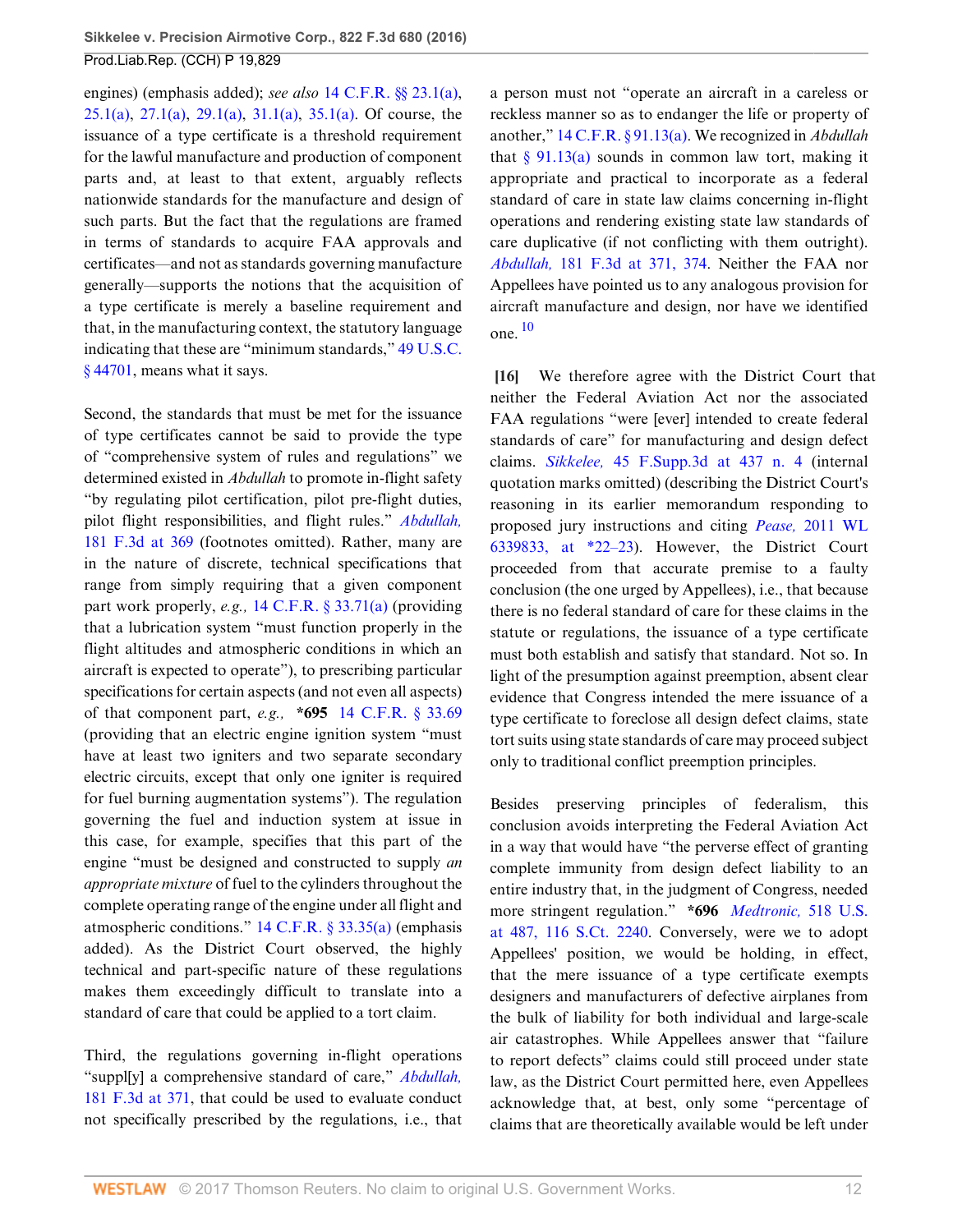engines) (emphasis added); *see also* 14 C.F.R. §§ 23.1(a), 25.1(a), 27.1(a), 29.1(a), 31.1(a), 35.1(a). Of course, the issuance of a type certificate is a threshold requirement for the lawful manufacture and production of component parts and, at least to that extent, arguably reflects nationwide standards for the manufacture and design of such parts. But the fact that the regulations are framed in terms of standards to acquire FAA approvals and certificates—and not as standards governing manufacture generally—supports the notions that the acquisition of a type certificate is merely a baseline requirement and that, in the manufacturing context, the statutory language indicating that these are "minimum standards," 49 U.S.C. § 44701, means what it says.

Second, the standards that must be met for the issuance of type certificates cannot be said to provide the type of "comprehensive system of rules and regulations" we determined existed in *Abdullah* to promote in-flight safety "by regulating pilot certification, pilot pre-flight duties, pilot flight responsibilities, and flight rules." *Abdullah,* 181 F.3d at 369 (footnotes omitted). Rather, many are in the nature of discrete, technical specifications that range from simply requiring that a given component part work properly, *e.g.,* 14 C.F.R. § 33.71(a) (providing that a lubrication system "must function properly in the flight altitudes and atmospheric conditions in which an aircraft is expected to operate"), to prescribing particular specifications for certain aspects (and not even all aspects) of that component part, *e.g.,* **\*695** 14 C.F.R. § 33.69 (providing that an electric engine ignition system "must have at least two igniters and two separate secondary electric circuits, except that only one igniter is required for fuel burning augmentation systems"). The regulation governing the fuel and induction system at issue in this case, for example, specifies that this part of the engine "must be designed and constructed to supply *an appropriate mixture* of fuel to the cylinders throughout the complete operating range of the engine under all flight and atmospheric conditions." 14 C.F.R. § 33.35(a) (emphasis added). As the District Court observed, the highly technical and part-specific nature of these regulations makes them exceedingly difficult to translate into a standard of care that could be applied to a tort claim.

Third, the regulations governing in-flight operations "suppl[y] a comprehensive standard of care," *Abdullah,* 181 F.3d at 371, that could be used to evaluate conduct not specifically prescribed by the regulations, i.e., that a person must not "operate an aircraft in a careless or reckless manner so as to endanger the life or property of another," 14 C.F.R. § 91.13(a). We recognized in *Abdullah* that § 91.13(a) sounds in common law tort, making it appropriate and practical to incorporate as a federal standard of care in state law claims concerning in-flight operations and rendering existing state law standards of care duplicative (if not conflicting with them outright). *Abdullah,* 181 F.3d at 371, 374. Neither the FAA nor Appellees have pointed us to any analogous provision for aircraft manufacture and design, nor have we identified one. [10]

**[16]** We therefore agree with the District Court that neither the Federal Aviation Act nor the associated FAA regulations "were [ever] intended to create federal standards of care" for manufacturing and design defect claims. *Sikkelee,* 45 F.Supp.3d at 437 n. 4 (internal quotation marks omitted) (describing the District Court's reasoning in its earlier memorandum responding to proposed jury instructions and citing *Pease,* 2011 WL 6339833, at \*22–23). However, the District Court proceeded from that accurate premise to a faulty conclusion (the one urged by Appellees), i.e., that because there is no federal standard of care for these claims in the statute or regulations, the issuance of a type certificate must both establish and satisfy that standard. Not so. In light of the presumption against preemption, absent clear evidence that Congress intended the mere issuance of a type certificate to foreclose all design defect claims, state tort suits using state standards of care may proceed subject only to traditional conflict preemption principles.

Besides preserving principles of federalism, this conclusion avoids interpreting the Federal Aviation Act in a way that would have "the perverse effect of granting complete immunity from design defect liability to an entire industry that, in the judgment of Congress, needed more stringent regulation." **\*696** *Medtronic,* 518 U.S. at 487, 116 S.Ct. 2240. Conversely, were we to adopt Appellees' position, we would be holding, in effect, that the mere issuance of a type certificate exempts designers and manufacturers of defective airplanes from the bulk of liability for both individual and large-scale air catastrophes. While Appellees answer that "failure to report defects" claims could still proceed under state law, as the District Court permitted here, even Appellees acknowledge that, at best, only some "percentage of claims that are theoretically available would be left under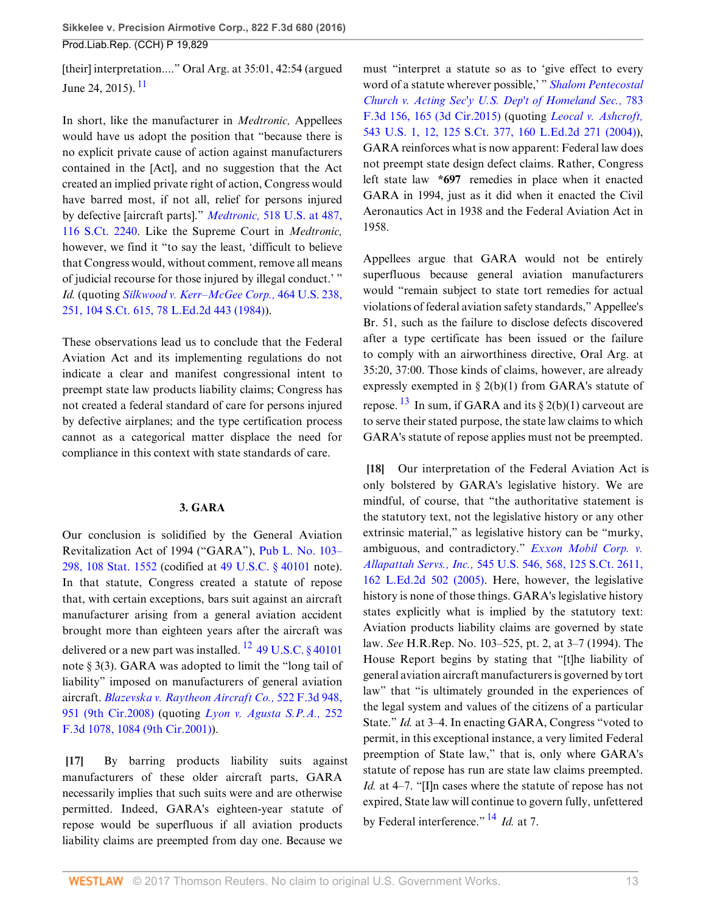[their] interpretation....” Oral Arg. at 35:01, 42:54 (argued June 24, 2015). [11]

In short, like the manufacturer in *Medtronic,* Appellees would have us adopt the position that “because there is no explicit private cause of action against manufacturers contained in the [Act], and no suggestion that the Act created an implied private right of action, Congress would have barred most, if not all, relief for persons injured by defective [aircraft parts].” *Medtronic,* 518 U.S. at 487, 116 S.Ct. 2240. Like the Supreme Court in *Medtronic,* however, we find it “to say the least, ‘difficult to believe that Congress would, without comment, remove all means of judicial recourse for those injured by illegal conduct.’ ” *Id.* (quoting *Silkwood v. Kerr–McGee Corp.,* 464 U.S. 238, 251, 104 S.Ct. 615, 78 L.Ed.2d 443 (1984)).

These observations lead us to conclude that the Federal Aviation Act and its implementing regulations do not indicate a clear and manifest congressional intent to preempt state law products liability claims; Congress has not created a federal standard of care for persons injured by defective airplanes; and the type certification process cannot as a categorical matter displace the need for compliance in this context with state standards of care.

### 3. GARA

Our conclusion is solidified by the General Aviation Revitalization Act of 1994 (“GARA”), Pub L. No. 103–298, 108 Stat. 1552 (codified at 49 U.S.C. § 40101 note). In that statute, Congress created a statute of repose that, with certain exceptions, bars suit against an aircraft manufacturer arising from a general aviation accident brought more than eighteen years after the aircraft was delivered or a new part was installed. [12] 49 U.S.C. § 40101 note § 3(3). GARA was adopted to limit the “long tail of liability” imposed on manufacturers of general aviation aircraft. *Blazevska v. Raytheon Aircraft Co.,* 522 F.3d 948, 951 (9th Cir.2008) (quoting *Lyon v. Agusta S.P.A.,* 252 F.3d 1078, 1084 (9th Cir.2001)).

**[17]** By barring products liability suits against manufacturers of these older aircraft parts, GARA necessarily implies that such suits were and are otherwise permitted. Indeed, GARA's eighteen-year statute of repose would be superfluous if all aviation products liability claims are preempted from day one. Because we must “interpret a statute so as to ‘give effect to every word of a statute wherever possible,’ ” *Shalom Pentecostal Church v. Acting Sec'y U.S. Dep't of Homeland Sec.,* 783 F.3d 156, 165 (3d Cir.2015) (quoting *Leocal v. Ashcroft,* 543 U.S. 1, 12, 125 S.Ct. 377, 160 L.Ed.2d 271 (2004)), GARA reinforces what is now apparent: Federal law does not preempt state design defect claims. Rather, Congress left state law **\*697** remedies in place when it enacted GARA in 1994, just as it did when it enacted the Civil Aeronautics Act in 1938 and the Federal Aviation Act in 1958.

Appellees argue that GARA would not be entirely superfluous because general aviation manufacturers would “remain subject to state tort remedies for actual violations of federal aviation safety standards,” Appellee's Br. 51, such as the failure to disclose defects discovered after a type certificate has been issued or the failure to comply with an airworthiness directive, Oral Arg. at 35:20, 37:00. Those kinds of claims, however, are already expressly exempted in § 2(b)(1) from GARA's statute of repose. [13] In sum, if GARA and its § 2(b)(1) carveout are to serve their stated purpose, the state law claims to which GARA's statute of repose applies must not be preempted.

**[18]** Our interpretation of the Federal Aviation Act is only bolstered by GARA's legislative history. We are mindful, of course, that “the authoritative statement is the statutory text, not the legislative history or any other extrinsic material,” as legislative history can be “murky, ambiguous, and contradictory.” *Exxon Mobil Corp. v. Allapattah Servs., Inc.,* 545 U.S. 546, 568, 125 S.Ct. 2611, 162 L.Ed.2d 502 (2005). Here, however, the legislative history is none of those things. GARA's legislative history states explicitly what is implied by the statutory text: Aviation products liability claims are governed by state law. *See* H.R.Rep. No. 103–525, pt. 2, at 3–7 (1994). The House Report begins by stating that “[t]he liability of general aviation aircraft manufacturers is governed by tort law” that “is ultimately grounded in the experiences of the legal system and values of the citizens of a particular State.” *Id.* at 3–4. In enacting GARA, Congress “voted to permit, in this exceptional instance, a very limited Federal preemption of State law,” that is, only where GARA's statute of repose has run are state law claims preempted. *Id.* at 4–7. “[I]n cases where the statute of repose has not expired, State law will continue to govern fully, unfettered by Federal interference.” [14] *Id.* at 7.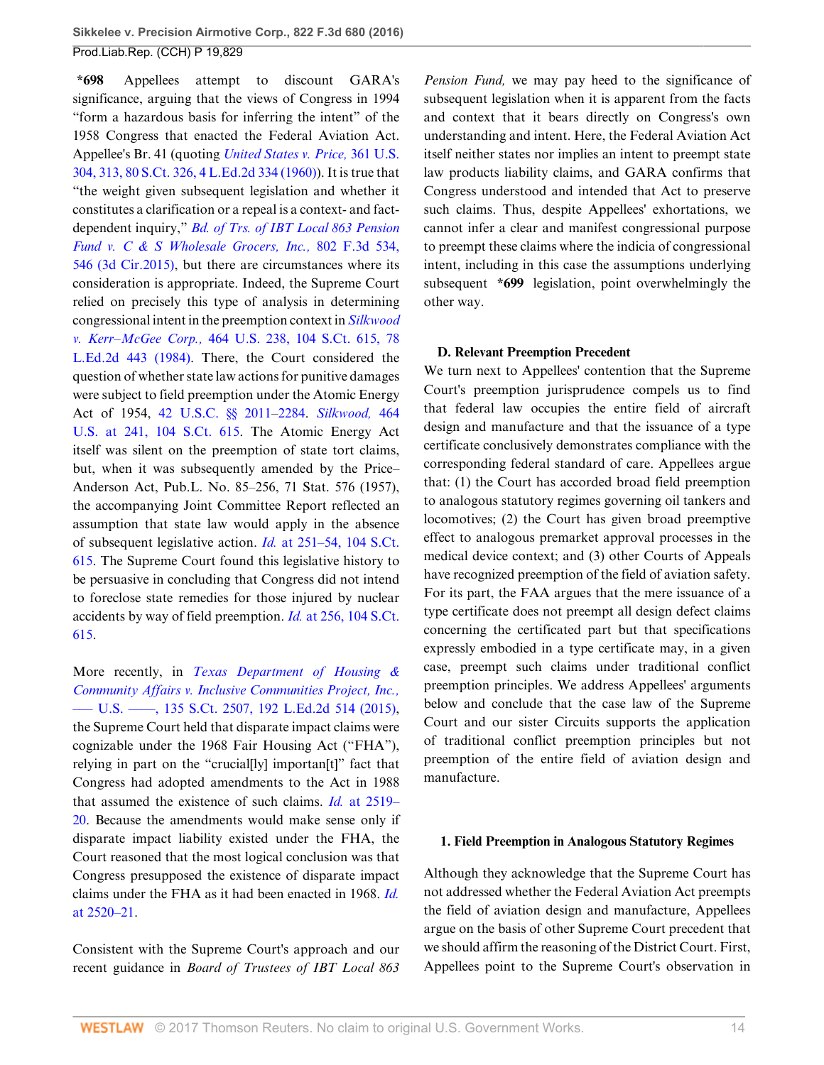**\*698** Appellees attempt to discount GARA's significance, arguing that the views of Congress in 1994 "form a hazardous basis for inferring the intent" of the 1958 Congress that enacted the Federal Aviation Act. Appellee's Br. 41 (quoting *United States v. Price,* 361 U.S. 304, 313, 80 S.Ct. 326, 4 L.Ed.2d 334 (1960)). It is true that "the weight given subsequent legislation and whether it constitutes a clarification or a repeal is a context- and fact-dependent inquiry," *Bd. of Trs. of IBT Local 863 Pension Fund v. C & S Wholesale Grocers, Inc.,* 802 F.3d 534, 546 (3d Cir.2015), but there are circumstances where its consideration is appropriate. Indeed, the Supreme Court relied on precisely this type of analysis in determining congressional intent in the preemption context in *Silkwood v. Kerr–McGee Corp.,* 464 U.S. 238, 104 S.Ct. 615, 78 L.Ed.2d 443 (1984). There, the Court considered the question of whether state law actions for punitive damages were subject to field preemption under the Atomic Energy Act of 1954, 42 U.S.C. §§ 2011–2284. *Silkwood,* 464 U.S. at 241, 104 S.Ct. 615. The Atomic Energy Act itself was silent on the preemption of state tort claims, but, when it was subsequently amended by the Price–Anderson Act, Pub.L. No. 85–256, 71 Stat. 576 (1957), the accompanying Joint Committee Report reflected an assumption that state law would apply in the absence of subsequent legislative action. *Id.* at 251–54, 104 S.Ct. 615. The Supreme Court found this legislative history to be persuasive in concluding that Congress did not intend to foreclose state remedies for those injured by nuclear accidents by way of field preemption. *Id.* at 256, 104 S.Ct. 615.

More recently, in *Texas Department of Housing & Community Affairs v. Inclusive Communities Project, Inc.,* ––– U.S. ––––, 135 S.Ct. 2507, 192 L.Ed.2d 514 (2015), the Supreme Court held that disparate impact claims were cognizable under the 1968 Fair Housing Act ("FHA"), relying in part on the "crucial[ly] importan[t]" fact that Congress had adopted amendments to the Act in 1988 that assumed the existence of such claims. *Id.* at 2519–20. Because the amendments would make sense only if disparate impact liability existed under the FHA, the Court reasoned that the most logical conclusion was that Congress presupposed the existence of disparate impact claims under the FHA as it had been enacted in 1968. *Id.* at 2520–21.

Consistent with the Supreme Court's approach and our recent guidance in *Board of Trustees of IBT Local 863 Pension Fund,* we may pay heed to the significance of subsequent legislation when it is apparent from the facts and context that it bears directly on Congress's own understanding and intent. Here, the Federal Aviation Act itself neither states nor implies an intent to preempt state law products liability claims, and GARA confirms that Congress understood and intended that Act to preserve such claims. Thus, despite Appellees' exhortations, we cannot infer a clear and manifest congressional purpose to preempt these claims where the indicia of congressional intent, including in this case the assumptions underlying subsequent **\*699** legislation, point overwhelmingly the other way.

## D. Relevant Preemption Precedent

We turn next to Appellees' contention that the Supreme Court's preemption jurisprudence compels us to find that federal law occupies the entire field of aircraft design and manufacture and that the issuance of a type certificate conclusively demonstrates compliance with the corresponding federal standard of care. Appellees argue that: (1) the Court has accorded broad field preemption to analogous statutory regimes governing oil tankers and locomotives; (2) the Court has given broad preemptive effect to analogous premarket approval processes in the medical device context; and (3) other Courts of Appeals have recognized preemption of the field of aviation safety. For its part, the FAA argues that the mere issuance of a type certificate does not preempt all design defect claims concerning the certificated part but that specifications expressly embodied in a type certificate may, in a given case, preempt such claims under traditional conflict preemption principles. We address Appellees' arguments below and conclude that the case law of the Supreme Court and our sister Circuits supports the application of traditional conflict preemption principles but not preemption of the entire field of aviation design and manufacture.

### 1. Field Preemption in Analogous Statutory Regimes

Although they acknowledge that the Supreme Court has not addressed whether the Federal Aviation Act preempts the field of aviation design and manufacture, Appellees argue on the basis of other Supreme Court precedent that we should affirm the reasoning of the District Court. First, Appellees point to the Supreme Court's observation in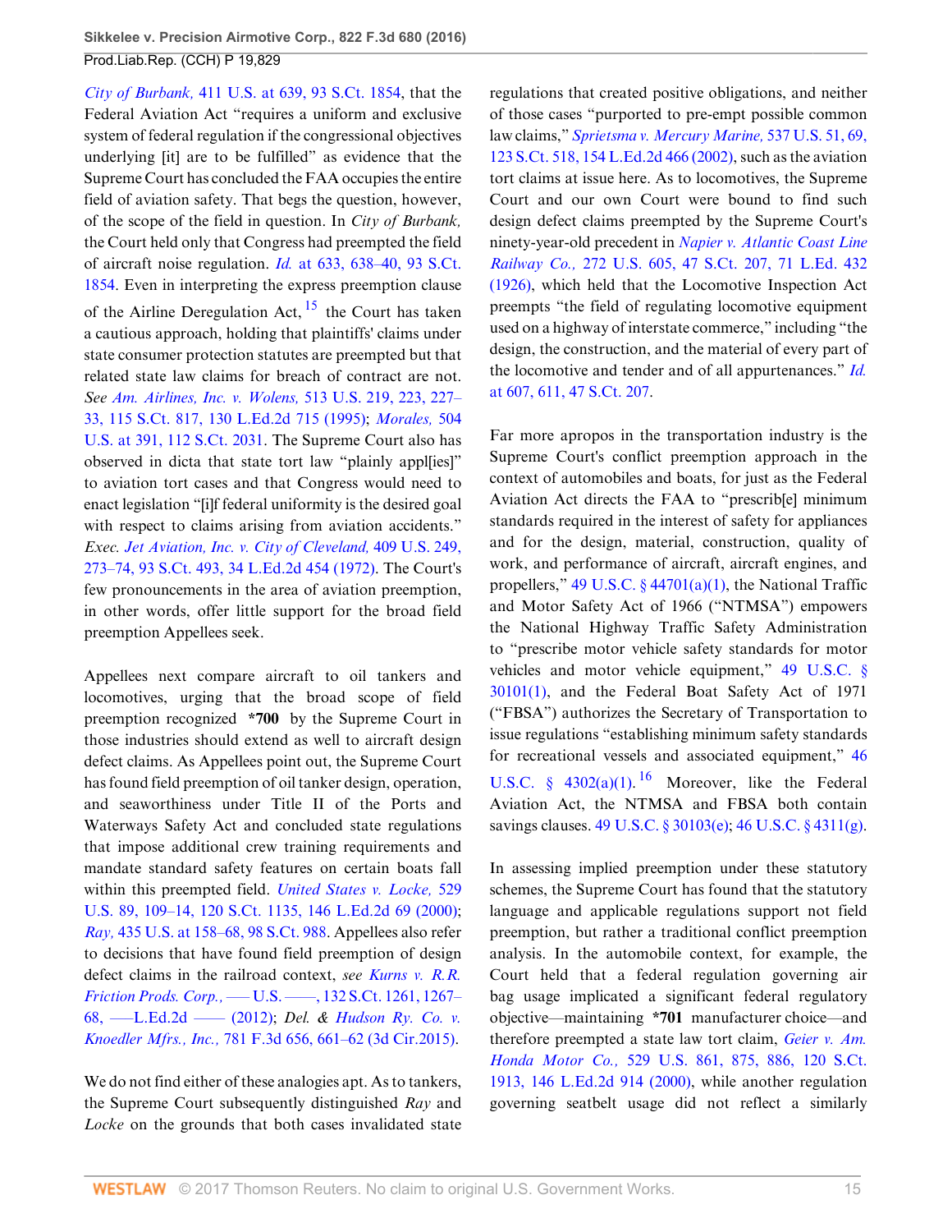*City of Burbank,* 411 U.S. at 639, 93 S.Ct. 1854, that the Federal Aviation Act "requires a uniform and exclusive system of federal regulation if the congressional objectives underlying [it] are to be fulfilled" as evidence that the Supreme Court has concluded the FAA occupies the entire field of aviation safety. That begs the question, however, of the scope of the field in question. In *City of Burbank,* the Court held only that Congress had preempted the field of aircraft noise regulation. *Id.* at 633, 638–40, 93 S.Ct. 1854. Even in interpreting the express preemption clause of the Airline Deregulation Act,[15] the Court has taken a cautious approach, holding that plaintiffs' claims under state consumer protection statutes are preempted but that related state law claims for breach of contract are not. *See Am. Airlines, Inc. v. Wolens,* 513 U.S. 219, 223, 227–33, 115 S.Ct. 817, 130 L.Ed.2d 715 (1995); *Morales,* 504 U.S. at 391, 112 S.Ct. 2031. The Supreme Court also has observed in dicta that state tort law "plainly appl[ies]" to aviation tort cases and that Congress would need to enact legislation "[i]f federal uniformity is the desired goal with respect to claims arising from aviation accidents." *Exec. Jet Aviation, Inc. v. City of Cleveland,* 409 U.S. 249, 273–74, 93 S.Ct. 493, 34 L.Ed.2d 454 (1972). The Court's few pronouncements in the area of aviation preemption, in other words, offer little support for the broad field preemption Appellees seek.

Appellees next compare aircraft to oil tankers and locomotives, urging that the broad scope of field preemption recognized **\*700** by the Supreme Court in those industries should extend as well to aircraft design defect claims. As Appellees point out, the Supreme Court has found field preemption of oil tanker design, operation, and seaworthiness under Title II of the Ports and Waterways Safety Act and concluded state regulations that impose additional crew training requirements and mandate standard safety features on certain boats fall within this preempted field. *United States v. Locke,* 529 U.S. 89, 109–14, 120 S.Ct. 1135, 146 L.Ed.2d 69 (2000); *Ray,* 435 U.S. at 158–68, 98 S.Ct. 988. Appellees also refer to decisions that have found field preemption of design defect claims in the railroad context, *see Kurns v. R.R. Friction Prods. Corp.,* ––– U.S. ––––, 132 S.Ct. 1261, 1267–68, ––– L.Ed.2d –––– (2012); *Del. & Hudson Ry. Co. v. Knoedler Mfrs., Inc.,* 781 F.3d 656, 661–62 (3d Cir.2015).

We do not find either of these analogies apt. As to tankers, the Supreme Court subsequently distinguished *Ray* and *Locke* on the grounds that both cases invalidated state regulations that created positive obligations, and neither of those cases "purported to pre-empt possible common law claims," *Sprietsma v. Mercury Marine,* 537 U.S. 51, 69, 123 S.Ct. 518, 154 L.Ed.2d 466 (2002), such as the aviation tort claims at issue here. As to locomotives, the Supreme Court and our own Court were bound to find such design defect claims preempted by the Supreme Court's ninety-year-old precedent in *Napier v. Atlantic Coast Line Railway Co.,* 272 U.S. 605, 47 S.Ct. 207, 71 L.Ed. 432 (1926), which held that the Locomotive Inspection Act preempts "the field of regulating locomotive equipment used on a highway of interstate commerce," including "the design, the construction, and the material of every part of the locomotive and tender and of all appurtenances." *Id.* at 607, 611, 47 S.Ct. 207.

Far more apropos in the transportation industry is the Supreme Court's conflict preemption approach in the context of automobiles and boats, for just as the Federal Aviation Act directs the FAA to "prescrib[e] minimum standards required in the interest of safety for appliances and for the design, material, construction, quality of work, and performance of aircraft, aircraft engines, and propellers," 49 U.S.C. § 44701(a)(1), the National Traffic and Motor Safety Act of 1966 ("NTMSA") empowers the National Highway Traffic Safety Administration to "prescribe motor vehicle safety standards for motor vehicles and motor vehicle equipment," 49 U.S.C. § 30101(1), and the Federal Boat Safety Act of 1971 ("FBSA") authorizes the Secretary of Transportation to issue regulations "establishing minimum safety standards for recreational vessels and associated equipment," 46 U.S.C. § 4302(a)(1).[16] Moreover, like the Federal Aviation Act, the NTMSA and FBSA both contain savings clauses. 49 U.S.C. § 30103(e); 46 U.S.C. § 4311(g).

In assessing implied preemption under these statutory schemes, the Supreme Court has found that the statutory language and applicable regulations support not field preemption, but rather a traditional conflict preemption analysis. In the automobile context, for example, the Court held that a federal regulation governing air bag usage implicated a significant federal regulatory objective—maintaining **\*701** manufacturer choice—and therefore preempted a state law tort claim, *Geier v. Am. Honda Motor Co.,* 529 U.S. 861, 875, 886, 120 S.Ct. 1913, 146 L.Ed.2d 914 (2000), while another regulation governing seatbelt usage did not reflect a similarly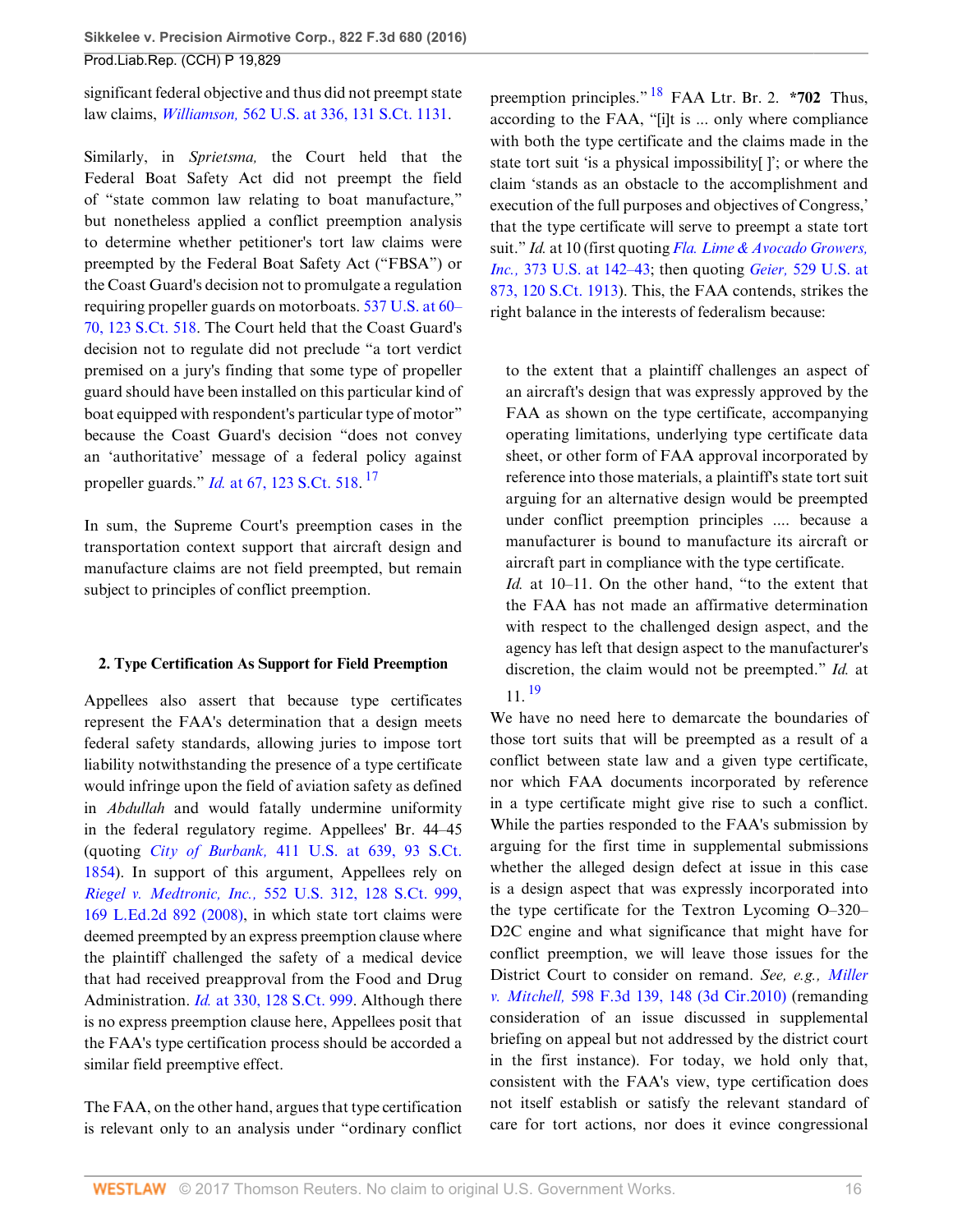significant federal objective and thus did not preempt state law claims, *Williamson,* 562 U.S. at 336, 131 S.Ct. 1131.

Similarly, in *Sprietsma,* the Court held that the Federal Boat Safety Act did not preempt the field of "state common law relating to boat manufacture," but nonetheless applied a conflict preemption analysis to determine whether petitioner's tort law claims were preempted by the Federal Boat Safety Act ("FBSA") or the Coast Guard's decision not to promulgate a regulation requiring propeller guards on motorboats. 537 U.S. at 60–70, 123 S.Ct. 518. The Court held that the Coast Guard's decision not to regulate did not preclude "a tort verdict premised on a jury's finding that some type of propeller guard should have been installed on this particular kind of boat equipped with respondent's particular type of motor" because the Coast Guard's decision "does not convey an 'authoritative' message of a federal policy against propeller guards." *Id.* at 67, 123 S.Ct. 518. [17]

In sum, the Supreme Court's preemption cases in the transportation context support that aircraft design and manufacture claims are not field preempted, but remain subject to principles of conflict preemption.

### 2. Type Certification As Support for Field Preemption

Appellees also assert that because type certificates represent the FAA's determination that a design meets federal safety standards, allowing juries to impose tort liability notwithstanding the presence of a type certificate would infringe upon the field of aviation safety as defined in *Abdullah* and would fatally undermine uniformity in the federal regulatory regime. Appellees' Br. 44–45 (quoting *City of Burbank,* 411 U.S. at 639, 93 S.Ct. 1854). In support of this argument, Appellees rely on *Riegel v. Medtronic, Inc.,* 552 U.S. 312, 128 S.Ct. 999, 169 L.Ed.2d 892 (2008), in which state tort claims were deemed preempted by an express preemption clause where the plaintiff challenged the safety of a medical device that had received preapproval from the Food and Drug Administration. *Id.* at 330, 128 S.Ct. 999. Although there is no express preemption clause here, Appellees posit that the FAA's type certification process should be accorded a similar field preemptive effect.

The FAA, on the other hand, argues that type certification is relevant only to an analysis under "ordinary conflict preemption principles." [18] FAA Ltr. Br. 2. **\*702** Thus, according to the FAA, "[i]t is ... only where compliance with both the type certificate and the claims made in the state tort suit 'is a physical impossibility[ ]'; or where the claim 'stands as an obstacle to the accomplishment and execution of the full purposes and objectives of Congress,' that the type certificate will serve to preempt a state tort suit." *Id.* at 10 (first quoting *Fla. Lime & Avocado Growers, Inc.,* 373 U.S. at 142–43; then quoting *Geier,* 529 U.S. at 873, 120 S.Ct. 1913). This, the FAA contends, strikes the right balance in the interests of federalism because:

> to the extent that a plaintiff challenges an aspect of an aircraft's design that was expressly approved by the FAA as shown on the type certificate, accompanying operating limitations, underlying type certificate data sheet, or other form of FAA approval incorporated by reference into those materials, a plaintiff's state tort suit arguing for an alternative design would be preempted under conflict preemption principles .... because a manufacturer is bound to manufacture its aircraft or aircraft part in compliance with the type certificate.
>
> *Id.* at 10–11. On the other hand, "to the extent that the FAA has not made an affirmative determination with respect to the challenged design aspect, and the agency has left that design aspect to the manufacturer's discretion, the claim would not be preempted." *Id.* at 11. [19]

We have no need here to demarcate the boundaries of those tort suits that will be preempted as a result of a conflict between state law and a given type certificate, nor which FAA documents incorporated by reference in a type certificate might give rise to such a conflict. While the parties responded to the FAA's submission by arguing for the first time in supplemental submissions whether the alleged design defect at issue in this case is a design aspect that was expressly incorporated into the type certificate for the Textron Lycoming O–320–D2C engine and what significance that might have for conflict preemption, we will leave those issues for the District Court to consider on remand. *See, e.g., Miller v. Mitchell,* 598 F.3d 139, 148 (3d Cir.2010) (remanding consideration of an issue discussed in supplemental briefing on appeal but not addressed by the district court in the first instance). For today, we hold only that, consistent with the FAA's view, type certification does not itself establish or satisfy the relevant standard of care for tort actions, nor does it evince congressional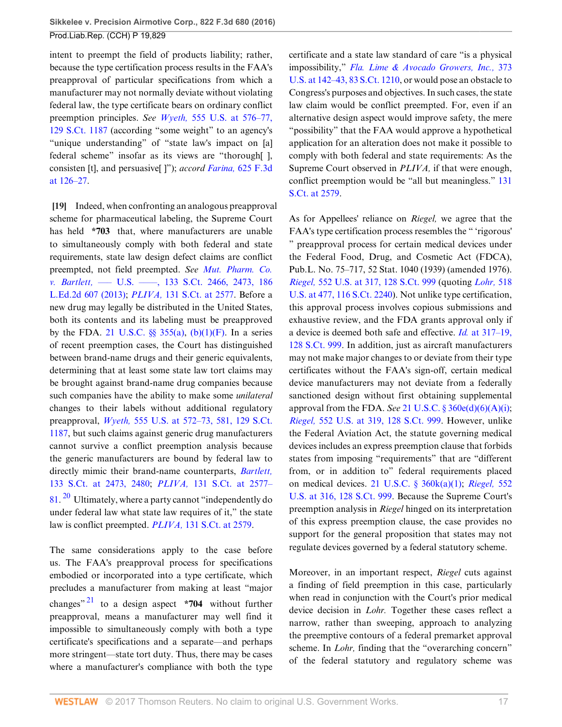intent to preempt the field of products liability; rather, because the type certification process results in the FAA's preapproval of particular specifications from which a manufacturer may not normally deviate without violating federal law, the type certificate bears on ordinary conflict preemption principles. *See Wyeth,* 555 U.S. at 576–77, 129 S.Ct. 1187 (according "some weight" to an agency's "unique understanding" of "state law's impact on [a] federal scheme" insofar as its views are "thorough[ ], consisten [t], and persuasive[ ]"); *accord Farina,* 625 F.3d at 126–27.

**[19]** Indeed, when confronting an analogous preapproval scheme for pharmaceutical labeling, the Supreme Court has held **\*703** that, where manufacturers are unable to simultaneously comply with both federal and state requirements, state law design defect claims are conflict preempted, not field preempted. *See Mut. Pharm. Co. v. Bartlett,* ––– U.S. ––––, 133 S.Ct. 2466, 2473, 186 L.Ed.2d 607 (2013); *PLIVA,* 131 S.Ct. at 2577. Before a new drug may legally be distributed in the United States, both its contents and its labeling must be preapproved by the FDA. 21 U.S.C. §§ 355(a), (b)(1)(F). In a series of recent preemption cases, the Court has distinguished between brand-name drugs and their generic equivalents, determining that at least some state law tort claims may be brought against brand-name drug companies because such companies have the ability to make some *unilateral* changes to their labels without additional regulatory preapproval, *Wyeth,* 555 U.S. at 572–73, 581, 129 S.Ct. 1187, but such claims against generic drug manufacturers cannot survive a conflict preemption analysis because the generic manufacturers are bound by federal law to directly mimic their brand-name counterparts, *Bartlett,* 133 S.Ct. at 2473, 2480; *PLIVA,* 131 S.Ct. at 2577–81.[20] Ultimately, where a party cannot "independently do under federal law what state law requires of it," the state law is conflict preempted. *PLIVA,* 131 S.Ct. at 2579.

The same considerations apply to the case before us. The FAA's preapproval process for specifications embodied or incorporated into a type certificate, which precludes a manufacturer from making at least "major changes"[21] to a design aspect **\*704** without further preapproval, means a manufacturer may well find it impossible to simultaneously comply with both a type certificate's specifications and a separate—and perhaps more stringent—state tort duty. Thus, there may be cases where a manufacturer's compliance with both the type certificate and a state law standard of care "is a physical impossibility," *Fla. Lime & Avocado Growers, Inc.,* 373 U.S. at 142–43, 83 S.Ct. 1210, or would pose an obstacle to Congress's purposes and objectives. In such cases, the state law claim would be conflict preempted. For, even if an alternative design aspect would improve safety, the mere "possibility" that the FAA would approve a hypothetical application for an alteration does not make it possible to comply with both federal and state requirements: As the Supreme Court observed in *PLIVA,* if that were enough, conflict preemption would be "all but meaningless." 131 S.Ct. at 2579.

As for Appellees' reliance on *Riegel,* we agree that the FAA's type certification process resembles the " 'rigorous' " preapproval process for certain medical devices under the Federal Food, Drug, and Cosmetic Act (FDCA), Pub.L. No. 75–717, 52 Stat. 1040 (1939) (amended 1976). *Riegel,* 552 U.S. at 317, 128 S.Ct. 999 (quoting *Lohr,* 518 U.S. at 477, 116 S.Ct. 2240). Not unlike type certification, this approval process involves copious submissions and exhaustive review, and the FDA grants approval only if a device is deemed both safe and effective. *Id.* at 317–19, 128 S.Ct. 999. In addition, just as aircraft manufacturers may not make major changes to or deviate from their type certificates without the FAA's sign-off, certain medical device manufacturers may not deviate from a federally sanctioned design without first obtaining supplemental approval from the FDA. *See* 21 U.S.C. § 360e(d)(6)(A)(i); *Riegel,* 552 U.S. at 319, 128 S.Ct. 999. However, unlike the Federal Aviation Act, the statute governing medical devices includes an express preemption clause that forbids states from imposing "requirements" that are "different from, or in addition to" federal requirements placed on medical devices. 21 U.S.C. § 360k(a)(1); *Riegel,* 552 U.S. at 316, 128 S.Ct. 999. Because the Supreme Court's preemption analysis in *Riegel* hinged on its interpretation of this express preemption clause, the case provides no support for the general proposition that states may not regulate devices governed by a federal statutory scheme.

Moreover, in an important respect, *Riegel* cuts against a finding of field preemption in this case, particularly when read in conjunction with the Court's prior medical device decision in *Lohr.* Together these cases reflect a narrow, rather than sweeping, approach to analyzing the preemptive contours of a federal premarket approval scheme. In *Lohr,* finding that the "overarching concern" of the federal statutory and regulatory scheme was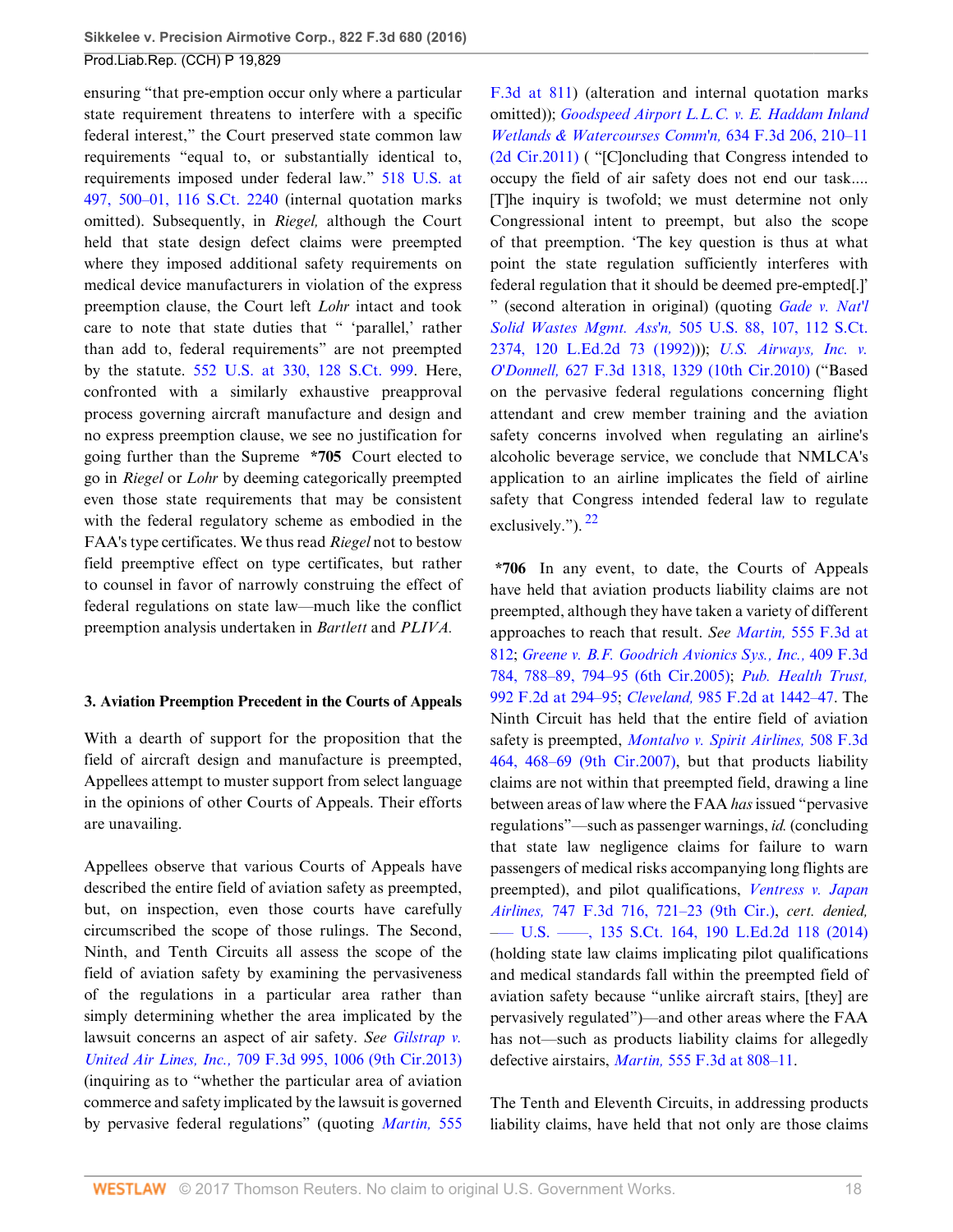ensuring "that pre-emption occur only where a particular state requirement threatens to interfere with a specific federal interest," the Court preserved state common law requirements "equal to, or substantially identical to, requirements imposed under federal law." 518 U.S. at 497, 500–01, 116 S.Ct. 2240 (internal quotation marks omitted). Subsequently, in *Riegel,* although the Court held that state design defect claims were preempted where they imposed additional safety requirements on medical device manufacturers in violation of the express preemption clause, the Court left *Lohr* intact and took care to note that state duties that " 'parallel,' rather than add to, federal requirements" are not preempted by the statute. 552 U.S. at 330, 128 S.Ct. 999. Here, confronted with a similarly exhaustive preapproval process governing aircraft manufacture and design and no express preemption clause, we see no justification for going further than the Supreme **\*705** Court elected to go in *Riegel* or *Lohr* by deeming categorically preempted even those state requirements that may be consistent with the federal regulatory scheme as embodied in the FAA's type certificates. We thus read *Riegel* not to bestow field preemptive effect on type certificates, but rather to counsel in favor of narrowly construing the effect of federal regulations on state law—much like the conflict preemption analysis undertaken in *Bartlett* and *PLIVA.*

### 3. Aviation Preemption Precedent in the Courts of Appeals

With a dearth of support for the proposition that the field of aircraft design and manufacture is preempted, Appellees attempt to muster support from select language in the opinions of other Courts of Appeals. Their efforts are unavailing.

Appellees observe that various Courts of Appeals have described the entire field of aviation safety as preempted, but, on inspection, even those courts have carefully circumscribed the scope of those rulings. The Second, Ninth, and Tenth Circuits all assess the scope of the field of aviation safety by examining the pervasiveness of the regulations in a particular area rather than simply determining whether the area implicated by the lawsuit concerns an aspect of air safety. *See Gilstrap v. United Air Lines, Inc.,* 709 F.3d 995, 1006 (9th Cir.2013) (inquiring as to "whether the particular area of aviation commerce and safety implicated by the lawsuit is governed by pervasive federal regulations" (quoting *Martin,* 555 F.3d at 811) (alteration and internal quotation marks omitted)); *Goodspeed Airport L.L.C. v. E. Haddam Inland Wetlands & Watercourses Comm'n,* 634 F.3d 206, 210–11 (2d Cir.2011) ( "[C]oncluding that Congress intended to occupy the field of air safety does not end our task.... [T]he inquiry is twofold; we must determine not only Congressional intent to preempt, but also the scope of that preemption. 'The key question is thus at what point the state regulation sufficiently interferes with federal regulation that it should be deemed pre-empted[.]' " (second alteration in original) (quoting *Gade v. Nat'l Solid Wastes Mgmt. Ass'n,* 505 U.S. 88, 107, 112 S.Ct. 2374, 120 L.Ed.2d 73 (1992))); *U.S. Airways, Inc. v. O'Donnell,* 627 F.3d 1318, 1329 (10th Cir.2010) ("Based on the pervasive federal regulations concerning flight attendant and crew member training and the aviation safety concerns involved when regulating an airline's alcoholic beverage service, we conclude that NMLCA's application to an airline implicates the field of airline safety that Congress intended federal law to regulate exclusively."). [22]

**\*706** In any event, to date, the Courts of Appeals have held that aviation products liability claims are not preempted, although they have taken a variety of different approaches to reach that result. *See Martin,* 555 F.3d at 812; *Greene v. B.F. Goodrich Avionics Sys., Inc.,* 409 F.3d 784, 788–89, 794–95 (6th Cir.2005); *Pub. Health Trust,* 992 F.2d at 294–95; *Cleveland,* 985 F.2d at 1442–47. The Ninth Circuit has held that the entire field of aviation safety is preempted, *Montalvo v. Spirit Airlines,* 508 F.3d 464, 468–69 (9th Cir.2007), but that products liability claims are not within that preempted field, drawing a line between areas of law where the FAA *has* issued "pervasive regulations"—such as passenger warnings, *id.* (concluding that state law negligence claims for failure to warn passengers of medical risks accompanying long flights are preempted), and pilot qualifications, *Ventress v. Japan Airlines,* 747 F.3d 716, 721–23 (9th Cir.), *cert. denied,* ––– U.S. ––––, 135 S.Ct. 164, 190 L.Ed.2d 118 (2014) (holding state law claims implicating pilot qualifications and medical standards fall within the preempted field of aviation safety because "unlike aircraft stairs, [they] are pervasively regulated")—and other areas where the FAA has not—such as products liability claims for allegedly defective airstairs, *Martin,* 555 F.3d at 808–11.

The Tenth and Eleventh Circuits, in addressing products liability claims, have held that not only are those claims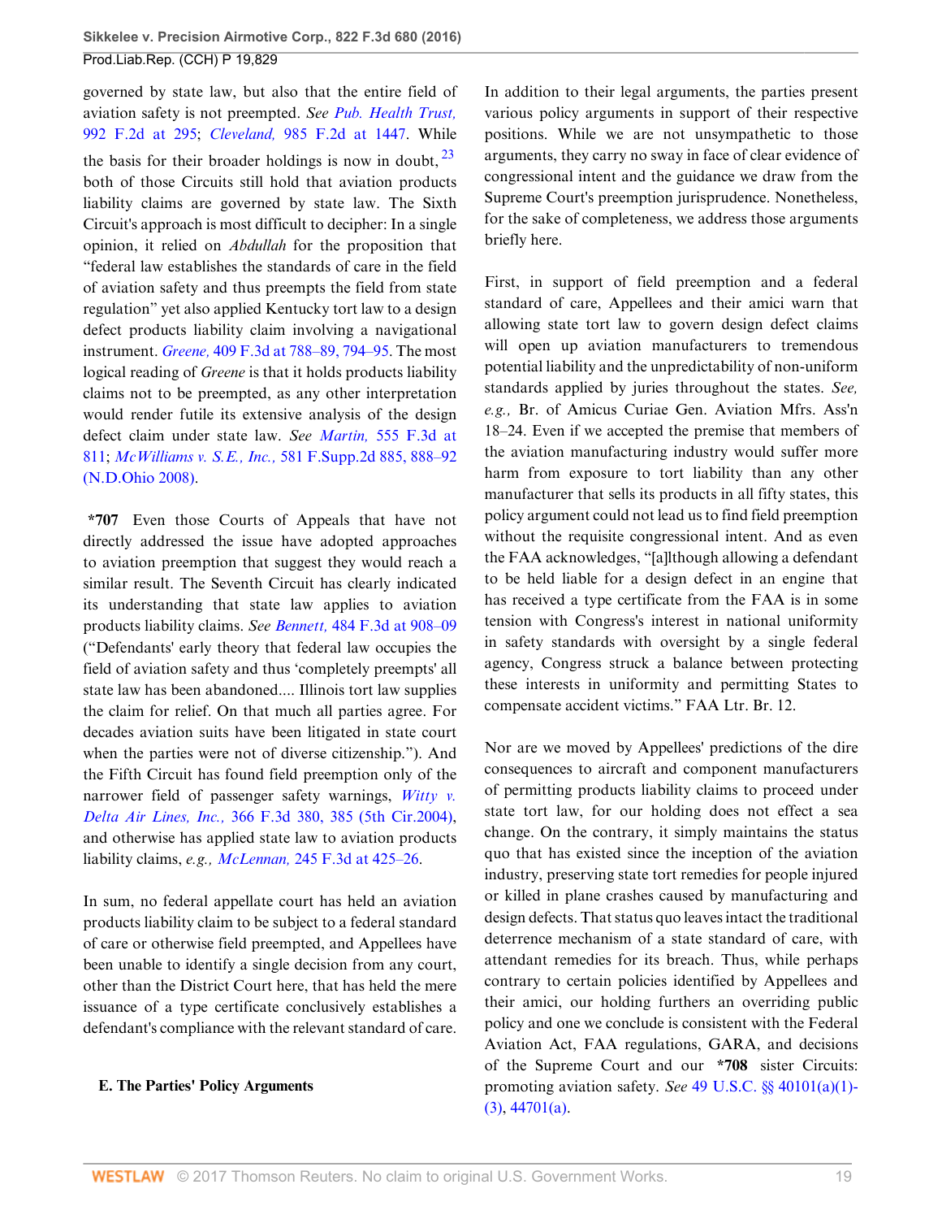governed by state law, but also that the entire field of aviation safety is not preempted. *See Pub. Health Trust,* 992 F.2d at 295; *Cleveland,* 985 F.2d at 1447. While the basis for their broader holdings is now in doubt, [23] both of those Circuits still hold that aviation products liability claims are governed by state law. The Sixth Circuit's approach is most difficult to decipher: In a single opinion, it relied on *Abdullah* for the proposition that "federal law establishes the standards of care in the field of aviation safety and thus preempts the field from state regulation" yet also applied Kentucky tort law to a design defect products liability claim involving a navigational instrument. *Greene,* 409 F.3d at 788–89, 794–95. The most logical reading of *Greene* is that it holds products liability claims not to be preempted, as any other interpretation would render futile its extensive analysis of the design defect claim under state law. *See Martin,* 555 F.3d at 811; *McWilliams v. S.E., Inc.,* 581 F.Supp.2d 885, 888–92 (N.D.Ohio 2008).

**\*707** Even those Courts of Appeals that have not directly addressed the issue have adopted approaches to aviation preemption that suggest they would reach a similar result. The Seventh Circuit has clearly indicated its understanding that state law applies to aviation products liability claims. *See Bennett,* 484 F.3d at 908–09 ("Defendants' early theory that federal law occupies the field of aviation safety and thus 'completely preempts' all state law has been abandoned.... Illinois tort law supplies the claim for relief. On that much all parties agree. For decades aviation suits have been litigated in state court when the parties were not of diverse citizenship."). And the Fifth Circuit has found field preemption only of the narrower field of passenger safety warnings, *Witty v. Delta Air Lines, Inc.,* 366 F.3d 380, 385 (5th Cir.2004), and otherwise has applied state law to aviation products liability claims, *e.g., McLennan,* 245 F.3d at 425–26.

In sum, no federal appellate court has held an aviation products liability claim to be subject to a federal standard of care or otherwise field preempted, and Appellees have been unable to identify a single decision from any court, other than the District Court here, that has held the mere issuance of a type certificate conclusively establishes a defendant's compliance with the relevant standard of care.

### E. The Parties' Policy Arguments

In addition to their legal arguments, the parties present various policy arguments in support of their respective positions. While we are not unsympathetic to those arguments, they carry no sway in face of clear evidence of congressional intent and the guidance we draw from the Supreme Court's preemption jurisprudence. Nonetheless, for the sake of completeness, we address those arguments briefly here.

First, in support of field preemption and a federal standard of care, Appellees and their amici warn that allowing state tort law to govern design defect claims will open up aviation manufacturers to tremendous potential liability and the unpredictability of non-uniform standards applied by juries throughout the states. *See, e.g.,* Br. of Amicus Curiae Gen. Aviation Mfrs. Ass'n 18–24. Even if we accepted the premise that members of the aviation manufacturing industry would suffer more harm from exposure to tort liability than any other manufacturer that sells its products in all fifty states, this policy argument could not lead us to find field preemption without the requisite congressional intent. And as even the FAA acknowledges, "[a]lthough allowing a defendant to be held liable for a design defect in an engine that has received a type certificate from the FAA is in some tension with Congress's interest in national uniformity in safety standards with oversight by a single federal agency, Congress struck a balance between protecting these interests in uniformity and permitting States to compensate accident victims." FAA Ltr. Br. 12.

Nor are we moved by Appellees' predictions of the dire consequences to aircraft and component manufacturers of permitting products liability claims to proceed under state tort law, for our holding does not effect a sea change. On the contrary, it simply maintains the status quo that has existed since the inception of the aviation industry, preserving state tort remedies for people injured or killed in plane crashes caused by manufacturing and design defects. That status quo leaves intact the traditional deterrence mechanism of a state standard of care, with attendant remedies for its breach. Thus, while perhaps contrary to certain policies identified by Appellees and their amici, our holding furthers an overriding public policy and one we conclude is consistent with the Federal Aviation Act, FAA regulations, GARA, and decisions of the Supreme Court and our **\*708** sister Circuits: promoting aviation safety. *See* 49 U.S.C. §§ 40101(a)(1)-(3), 44701(a).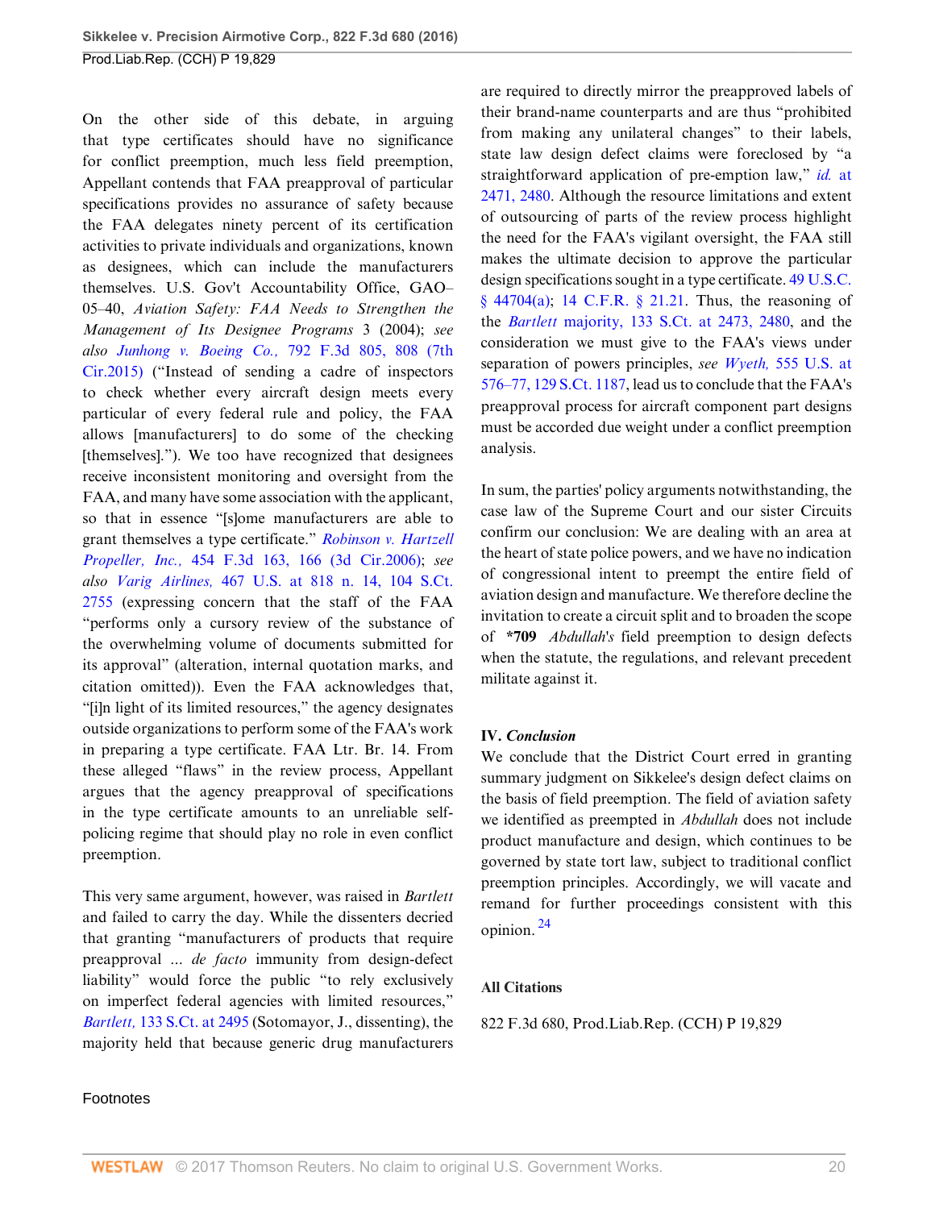On the other side of this debate, in arguing that type certificates should have no significance for conflict preemption, much less field preemption, Appellant contends that FAA preapproval of particular specifications provides no assurance of safety because the FAA delegates ninety percent of its certification activities to private individuals and organizations, known as designees, which can include the manufacturers themselves. U.S. Gov't Accountability Office, GAO–05–40, *Aviation Safety: FAA Needs to Strengthen the Management of Its Designee Programs* 3 (2004); *see also* *Junhong v. Boeing Co.,* 792 F.3d 805, 808 (7th Cir.2015) ("Instead of sending a cadre of inspectors to check whether every aircraft design meets every particular of every federal rule and policy, the FAA allows [manufacturers] to do some of the checking [themselves]."). We too have recognized that designees receive inconsistent monitoring and oversight from the FAA, and many have some association with the applicant, so that in essence "[s]ome manufacturers are able to grant themselves a type certificate." *Robinson v. Hartzell Propeller, Inc.,* 454 F.3d 163, 166 (3d Cir.2006); *see also* *Varig Airlines,* 467 U.S. at 818 n. 14, 104 S.Ct. 2755 (expressing concern that the staff of the FAA "performs only a cursory review of the substance of the overwhelming volume of documents submitted for its approval" (alteration, internal quotation marks, and citation omitted)). Even the FAA acknowledges that, "[i]n light of its limited resources," the agency designates outside organizations to perform some of the FAA's work in preparing a type certificate. FAA Ltr. Br. 14. From these alleged "flaws" in the review process, Appellant argues that the agency preapproval of specifications in the type certificate amounts to an unreliable self-policing regime that should play no role in even conflict preemption.

This very same argument, however, was raised in *Bartlett* and failed to carry the day. While the dissenters decried that granting "manufacturers of products that require preapproval ... *de facto* immunity from design-defect liability" would force the public "to rely exclusively on imperfect federal agencies with limited resources," *Bartlett,* 133 S.Ct. at 2495 (Sotomayor, J., dissenting), the majority held that because generic drug manufacturers are required to directly mirror the preapproved labels of their brand-name counterparts and are thus "prohibited from making any unilateral changes" to their labels, state law design defect claims were foreclosed by "a straightforward application of pre-emption law," *id.* at 2471, 2480. Although the resource limitations and extent of outsourcing of parts of the review process highlight the need for the FAA's vigilant oversight, the FAA still makes the ultimate decision to approve the particular design specifications sought in a type certificate. 49 U.S.C. § 44704(a); 14 C.F.R. § 21.21. Thus, the reasoning of the *Bartlett* majority, 133 S.Ct. at 2473, 2480, and the consideration we must give to the FAA's views under separation of powers principles, *see* *Wyeth,* 555 U.S. at 576–77, 129 S.Ct. 1187, lead us to conclude that the FAA's preapproval process for aircraft component part designs must be accorded due weight under a conflict preemption analysis.

In sum, the parties' policy arguments notwithstanding, the case law of the Supreme Court and our sister Circuits confirm our conclusion: We are dealing with an area at the heart of state police powers, and we have no indication of congressional intent to preempt the entire field of aviation design and manufacture. We therefore decline the invitation to create a circuit split and to broaden the scope of **\*709** *Abdullah's* field preemption to design defects when the statute, the regulations, and relevant precedent militate against it.

## IV. *Conclusion*

We conclude that the District Court erred in granting summary judgment on Sikkelee's design defect claims on the basis of field preemption. The field of aviation safety we identified as preempted in *Abdullah* does not include product manufacture and design, which continues to be governed by state tort law, subject to traditional conflict preemption principles. Accordingly, we will vacate and remand for further proceedings consistent with this opinion.[24]

### All Citations

822 F.3d 680, Prod.Liab.Rep. (CCH) P 19,829

Footnotes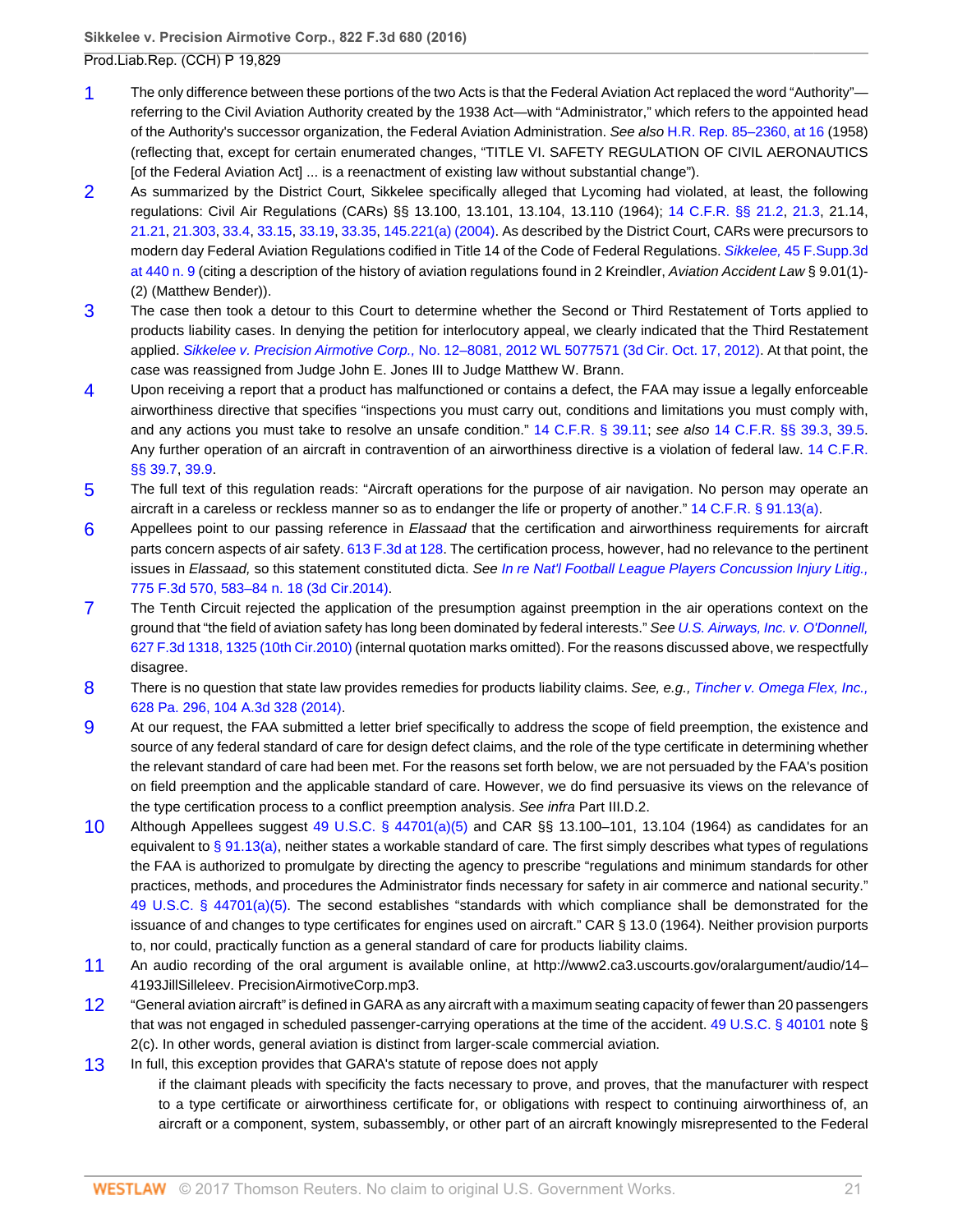1 The only difference between these portions of the two Acts is that the Federal Aviation Act replaced the word "Authority"—referring to the Civil Aviation Authority created by the 1938 Act—with "Administrator," which refers to the appointed head of the Authority's successor organization, the Federal Aviation Administration. *See also* H.R. Rep. 85–2360, at 16 (1958) (reflecting that, except for certain enumerated changes, "TITLE VI. SAFETY REGULATION OF CIVIL AERONAUTICS [of the Federal Aviation Act] ... is a reenactment of existing law without substantial change").

2 As summarized by the District Court, Sikkelee specifically alleged that Lycoming had violated, at least, the following regulations: Civil Air Regulations (CARs) §§ 13.100, 13.101, 13.104, 13.110 (1964); 14 C.F.R. §§ 21.2, 21.3, 21.14, 21.21, 21.303, 33.4, 33.15, 33.19, 33.35, 145.221(a) (2004). As described by the District Court, CARs were precursors to modern day Federal Aviation Regulations codified in Title 14 of the Code of Federal Regulations. *Sikkelee,* 45 F.Supp.3d at 440 n. 9 (citing a description of the history of aviation regulations found in 2 Kreindler, *Aviation Accident Law* § 9.01(1)-(2) (Matthew Bender)).

3 The case then took a detour to this Court to determine whether the Second or Third Restatement of Torts applied to products liability cases. In denying the petition for interlocutory appeal, we clearly indicated that the Third Restatement applied. *Sikkelee v. Precision Airmotive Corp.,* No. 12–8081, 2012 WL 5077571 (3d Cir. Oct. 17, 2012). At that point, the case was reassigned from Judge John E. Jones III to Judge Matthew W. Brann.

4 Upon receiving a report that a product has malfunctioned or contains a defect, the FAA may issue a legally enforceable airworthiness directive that specifies "inspections you must carry out, conditions and limitations you must comply with, and any actions you must take to resolve an unsafe condition." 14 C.F.R. § 39.11; *see also* 14 C.F.R. §§ 39.3, 39.5. Any further operation of an aircraft in contravention of an airworthiness directive is a violation of federal law. 14 C.F.R. §§ 39.7, 39.9.

5 The full text of this regulation reads: "Aircraft operations for the purpose of air navigation. No person may operate an aircraft in a careless or reckless manner so as to endanger the life or property of another." 14 C.F.R. § 91.13(a).

6 Appellees point to our passing reference in *Elassaad* that the certification and airworthiness requirements for aircraft parts concern aspects of air safety. 613 F.3d at 128. The certification process, however, had no relevance to the pertinent issues in *Elassaad,* so this statement constituted dicta. *See In re Nat'l Football League Players Concussion Injury Litig.,* 775 F.3d 570, 583–84 n. 18 (3d Cir.2014).

7 The Tenth Circuit rejected the application of the presumption against preemption in the air operations context on the ground that "the field of aviation safety has long been dominated by federal interests." *See U.S. Airways, Inc. v. O'Donnell,* 627 F.3d 1318, 1325 (10th Cir.2010) (internal quotation marks omitted). For the reasons discussed above, we respectfully disagree.

8 There is no question that state law provides remedies for products liability claims. *See, e.g., Tincher v. Omega Flex, Inc.,* 628 Pa. 296, 104 A.3d 328 (2014).

9 At our request, the FAA submitted a letter brief specifically to address the scope of field preemption, the existence and source of any federal standard of care for design defect claims, and the role of the type certificate in determining whether the relevant standard of care had been met. For the reasons set forth below, we are not persuaded by the FAA's position on field preemption and the applicable standard of care. However, we do find persuasive its views on the relevance of the type certification process to a conflict preemption analysis. *See infra* Part III.D.2.

10 Although Appellees suggest 49 U.S.C. § 44701(a)(5) and CAR §§ 13.100–101, 13.104 (1964) as candidates for an equivalent to § 91.13(a), neither states a workable standard of care. The first simply describes what types of regulations the FAA is authorized to promulgate by directing the agency to prescribe "regulations and minimum standards for other practices, methods, and procedures the Administrator finds necessary for safety in air commerce and national security." 49 U.S.C. § 44701(a)(5). The second establishes "standards with which compliance shall be demonstrated for the issuance of and changes to type certificates for engines used on aircraft." CAR § 13.0 (1964). Neither provision purports to, nor could, practically function as a general standard of care for products liability claims.

11 An audio recording of the oral argument is available online, at http://www2.ca3.uscourts.gov/oralargument/audio/14–4193JillSilleleev. PrecisionAirmotiveCorp.mp3.

12 "General aviation aircraft" is defined in GARA as any aircraft with a maximum seating capacity of fewer than 20 passengers that was not engaged in scheduled passenger-carrying operations at the time of the accident. 49 U.S.C. § 40101 note § 2(c). In other words, general aviation is distinct from larger-scale commercial aviation.

13 In full, this exception provides that GARA's statute of repose does not apply

> if the claimant pleads with specificity the facts necessary to prove, and proves, that the manufacturer with respect to a type certificate or airworthiness certificate for, or obligations with respect to continuing airworthiness of, an aircraft or a component, system, subassembly, or other part of an aircraft knowingly misrepresented to the Federal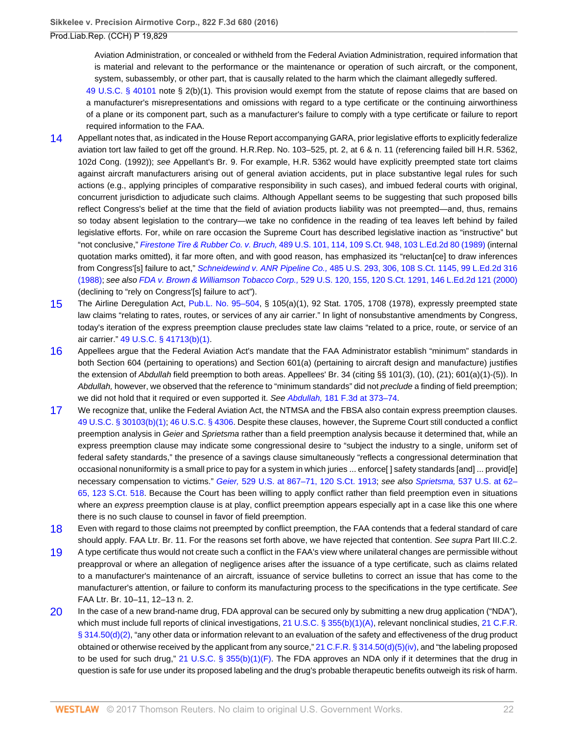> Aviation Administration, or concealed or withheld from the Federal Aviation Administration, required information that is material and relevant to the performance or the maintenance or operation of such aircraft, or the component, system, subassembly, or other part, that is causally related to the harm which the claimant allegedly suffered.

49 U.S.C. § 40101 note § 2(b)(1). This provision would exempt from the statute of repose claims that are based on a manufacturer's misrepresentations and omissions with regard to a type certificate or the continuing airworthiness of a plane or its component part, such as a manufacturer's failure to comply with a type certificate or failure to report required information to the FAA.

14 Appellant notes that, as indicated in the House Report accompanying GARA, prior legislative efforts to explicitly federalize aviation tort law failed to get off the ground. H.R.Rep. No. 103–525, pt. 2, at 6 & n. 11 (referencing failed bill H.R. 5362, 102d Cong. (1992)); *see* Appellant's Br. 9. For example, H.R. 5362 would have explicitly preempted state tort claims against aircraft manufacturers arising out of general aviation accidents, put in place substantive legal rules for such actions (e.g., applying principles of comparative responsibility in such cases), and imbued federal courts with original, concurrent jurisdiction to adjudicate such claims. Although Appellant seems to be suggesting that such proposed bills reflect Congress's belief at the time that the field of aviation products liability was not preempted—and, thus, remains so today absent legislation to the contrary—we take no confidence in the reading of tea leaves left behind by failed legislative efforts. For, while on rare occasion the Supreme Court has described legislative inaction as "instructive" but "not conclusive," *Firestone Tire & Rubber Co. v. Bruch,* 489 U.S. 101, 114, 109 S.Ct. 948, 103 L.Ed.2d 80 (1989) (internal quotation marks omitted), it far more often, and with good reason, has emphasized its "reluctan[ce] to draw inferences from Congress'[s] failure to act," *Schneidewind v. ANR Pipeline Co.,* 485 U.S. 293, 306, 108 S.Ct. 1145, 99 L.Ed.2d 316 (1988); *see also FDA v. Brown & Williamson Tobacco Corp.,* 529 U.S. 120, 155, 120 S.Ct. 1291, 146 L.Ed.2d 121 (2000) (declining to "rely on Congress'[s] failure to act").

15 The Airline Deregulation Act, Pub.L. No. 95–504, § 105(a)(1), 92 Stat. 1705, 1708 (1978), expressly preempted state law claims "relating to rates, routes, or services of any air carrier." In light of nonsubstantive amendments by Congress, today's iteration of the express preemption clause precludes state law claims "related to a price, route, or service of an air carrier." 49 U.S.C. § 41713(b)(1).

16 Appellees argue that the Federal Aviation Act's mandate that the FAA Administrator establish "minimum" standards in both Section 604 (pertaining to operations) and Section 601(a) (pertaining to aircraft design and manufacture) justifies the extension of *Abdullah* field preemption to both areas. Appellees' Br. 34 (citing §§ 101(3), (10), (21); 601(a)(1)-(5)). In *Abdullah,* however, we observed that the reference to "minimum standards" did not *preclude* a finding of field preemption; we did not hold that it required or even supported it. *See Abdullah,* 181 F.3d at 373–74.

17 We recognize that, unlike the Federal Aviation Act, the NTMSA and the FBSA also contain express preemption clauses. 49 U.S.C. § 30103(b)(1); 46 U.S.C. § 4306. Despite these clauses, however, the Supreme Court still conducted a conflict preemption analysis in *Geier* and *Sprietsma* rather than a field preemption analysis because it determined that, while an express preemption clause may indicate some congressional desire to "subject the industry to a single, uniform set of federal safety standards," the presence of a savings clause simultaneously "reflects a congressional determination that occasional nonuniformity is a small price to pay for a system in which juries ... enforce[ ] safety standards [and] ... provid[e] necessary compensation to victims." *Geier,* 529 U.S. at 867–71, 120 S.Ct. 1913; *see also Sprietsma,* 537 U.S. at 62–65, 123 S.Ct. 518. Because the Court has been willing to apply conflict rather than field preemption even in situations where an *express* preemption clause is at play, conflict preemption appears especially apt in a case like this one where there is no such clause to counsel in favor of field preemption.

18 Even with regard to those claims not preempted by conflict preemption, the FAA contends that a federal standard of care should apply. FAA Ltr. Br. 11. For the reasons set forth above, we have rejected that contention. *See supra* Part III.C.2.

19 A type certificate thus would not create such a conflict in the FAA's view where unilateral changes are permissible without preapproval or where an allegation of negligence arises after the issuance of a type certificate, such as claims related to a manufacturer's maintenance of an aircraft, issuance of service bulletins to correct an issue that has come to the manufacturer's attention, or failure to conform its manufacturing process to the specifications in the type certificate. *See* FAA Ltr. Br. 10–11, 12–13 n. 2.

20 In the case of a new brand-name drug, FDA approval can be secured only by submitting a new drug application ("NDA"), which must include full reports of clinical investigations, 21 U.S.C. § 355(b)(1)(A), relevant nonclinical studies, 21 C.F.R. § 314.50(d)(2), "any other data or information relevant to an evaluation of the safety and effectiveness of the drug product obtained or otherwise received by the applicant from any source," 21 C.F.R. § 314.50(d)(5)(iv), and "the labeling proposed to be used for such drug," 21 U.S.C. § 355(b)(1)(F). The FDA approves an NDA only if it determines that the drug in question is safe for use under its proposed labeling and the drug's probable therapeutic benefits outweigh its risk of harm.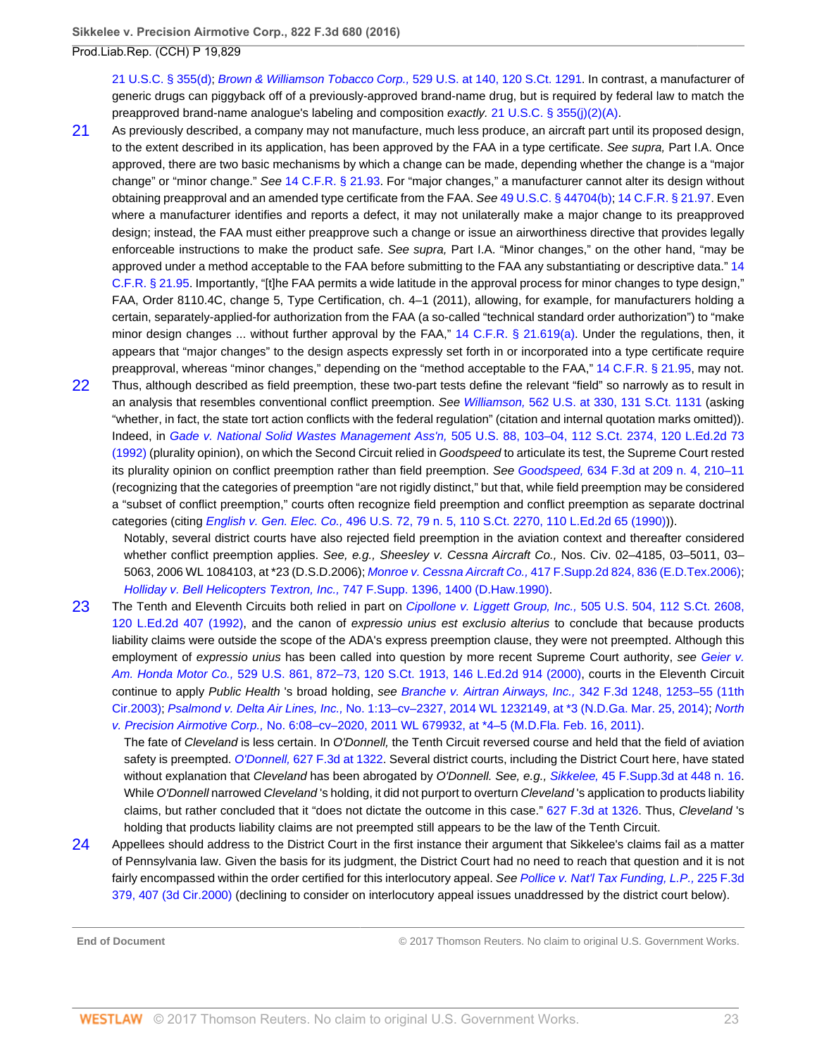21 U.S.C. § 355(d); *Brown & Williamson Tobacco Corp.,* 529 U.S. at 140, 120 S.Ct. 1291. In contrast, a manufacturer of generic drugs can piggyback off of a previously-approved brand-name drug, but is required by federal law to match the preapproved brand-name analogue's labeling and composition *exactly.* 21 U.S.C. § 355(j)(2)(A).

21 As previously described, a company may not manufacture, much less produce, an aircraft part until its proposed design, to the extent described in its application, has been approved by the FAA in a type certificate. *See supra,* Part I.A. Once approved, there are two basic mechanisms by which a change can be made, depending whether the change is a "major change" or "minor change." *See* 14 C.F.R. § 21.93. For "major changes," a manufacturer cannot alter its design without obtaining preapproval and an amended type certificate from the FAA. *See* 49 U.S.C. § 44704(b); 14 C.F.R. § 21.97. Even where a manufacturer identifies and reports a defect, it may not unilaterally make a major change to its preapproved design; instead, the FAA must either preapprove such a change or issue an airworthiness directive that provides legally enforceable instructions to make the product safe. *See supra,* Part I.A. "Minor changes," on the other hand, "may be approved under a method acceptable to the FAA before submitting to the FAA any substantiating or descriptive data." 14 C.F.R. § 21.95. Importantly, "[t]he FAA permits a wide latitude in the approval process for minor changes to type design," FAA, Order 8110.4C, change 5, Type Certification, ch. 4–1 (2011), allowing, for example, for manufacturers holding a certain, separately-applied-for authorization from the FAA (a so-called "technical standard order authorization") to "make minor design changes ... without further approval by the FAA," 14 C.F.R. § 21.619(a). Under the regulations, then, it appears that "major changes" to the design aspects expressly set forth in or incorporated into a type certificate require preapproval, whereas "minor changes," depending on the "method acceptable to the FAA," 14 C.F.R. § 21.95, may not.

22 Thus, although described as field preemption, these two-part tests define the relevant "field" so narrowly as to result in an analysis that resembles conventional conflict preemption. *See Williamson,* 562 U.S. at 330, 131 S.Ct. 1131 (asking "whether, in fact, the state tort action conflicts with the federal regulation" (citation and internal quotation marks omitted)). Indeed, in *Gade v. National Solid Wastes Management Ass'n,* 505 U.S. 88, 103–04, 112 S.Ct. 2374, 120 L.Ed.2d 73 (1992) (plurality opinion), on which the Second Circuit relied in *Goodspeed* to articulate its test, the Supreme Court rested its plurality opinion on conflict preemption rather than field preemption. *See Goodspeed,* 634 F.3d at 209 n. 4, 210–11 (recognizing that the categories of preemption "are not rigidly distinct," but that, while field preemption may be considered a "subset of conflict preemption," courts often recognize field preemption and conflict preemption as separate doctrinal categories (citing *English v. Gen. Elec. Co.,* 496 U.S. 72, 79 n. 5, 110 S.Ct. 2270, 110 L.Ed.2d 65 (1990))).

Notably, several district courts have also rejected field preemption in the aviation context and thereafter considered whether conflict preemption applies. *See, e.g., Sheesley v. Cessna Aircraft Co.,* Nos. Civ. 02–4185, 03–5011, 03–5063, 2006 WL 1084103, at *23 (D.S.D.2006); *Monroe v. Cessna Aircraft Co.,* 417 F.Supp.2d 824, 836 (E.D.Tex.2006); *Holliday v. Bell Helicopters Textron, Inc.,* 747 F.Supp. 1396, 1400 (D.Haw.1990).

23 The Tenth and Eleventh Circuits both relied in part on *Cipollone v. Liggett Group, Inc.,* 505 U.S. 504, 112 S.Ct. 2608, 120 L.Ed.2d 407 (1992), and the canon of *expressio unius est exclusio alterius* to conclude that because products liability claims were outside the scope of the ADA's express preemption clause, they were not preempted. Although this employment of *expressio unius* has been called into question by more recent Supreme Court authority, *see Geier v. Am. Honda Motor Co.,* 529 U.S. 861, 872–73, 120 S.Ct. 1913, 146 L.Ed.2d 914 (2000), courts in the Eleventh Circuit continue to apply *Public Health* 's broad holding, *see Branche v. Airtran Airways, Inc.,* 342 F.3d 1248, 1253–55 (11th Cir.2003); *Psalmond v. Delta Air Lines, Inc.,* No. 1:13–cv–2327, 2014 WL 1232149, at *3 (N.D.Ga. Mar. 25, 2014); *North v. Precision Airmotive Corp.,* No. 6:08–cv–2020, 2011 WL 679932, at *4–5 (M.D.Fla. Feb. 16, 2011).

The fate of *Cleveland* is less certain. In *O'Donnell,* the Tenth Circuit reversed course and held that the field of aviation safety is preempted. *O'Donnell,* 627 F.3d at 1322. Several district courts, including the District Court here, have stated without explanation that *Cleveland* has been abrogated by *O'Donnell. See, e.g., Sikkelee,* 45 F.Supp.3d at 448 n. 16. While *O'Donnell* narrowed *Cleveland* 's holding, it did not purport to overturn *Cleveland* 's application to products liability claims, but rather concluded that it "does not dictate the outcome in this case." 627 F.3d at 1326. Thus, *Cleveland* 's holding that products liability claims are not preempted still appears to be the law of the Tenth Circuit.

24 Appellees should address to the District Court in the first instance their argument that Sikkelee's claims fail as a matter of Pennsylvania law. Given the basis for its judgment, the District Court had no need to reach that question and it is not fairly encompassed within the order certified for this interlocutory appeal. *See Pollice v. Nat'l Tax Funding, L.P.,* 225 F.3d 379, 407 (3d Cir.2000) (declining to consider on interlocutory appeal issues unaddressed by the district court below).

**End of Document** © 2017 Thomson Reuters. No claim to original U.S. Government Works.